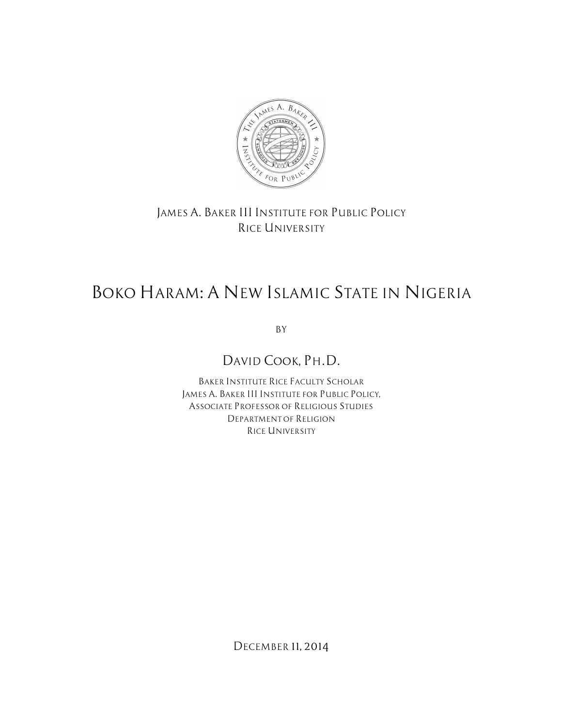James A. Baker III Institute for Public Policy
Rice University

# Boko Haram: A New Islamic State in Nigeria

By

## David Cook, Ph.D.

Baker Institute Rice Faculty Scholar
James A. Baker III Institute for Public Policy,
Associate Professor of Religious Studies
Department of Religion
Rice University

December 11, 2014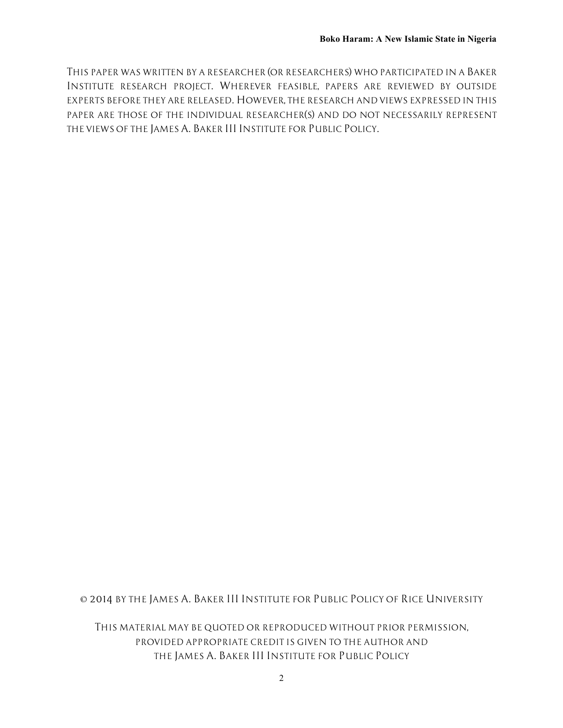This paper was written by a researcher (or researchers) who participated in a Baker Institute research project. Wherever feasible, papers are reviewed by outside experts before they are released. However, the research and views expressed in this paper are those of the individual researcher(s) and do not necessarily represent the views of the James A. Baker III Institute for Public Policy.

© 2014 by the James A. Baker III Institute for Public Policy of Rice University

This material may be quoted or reproduced without prior permission, provided appropriate credit is given to the author and the James A. Baker III Institute for Public Policy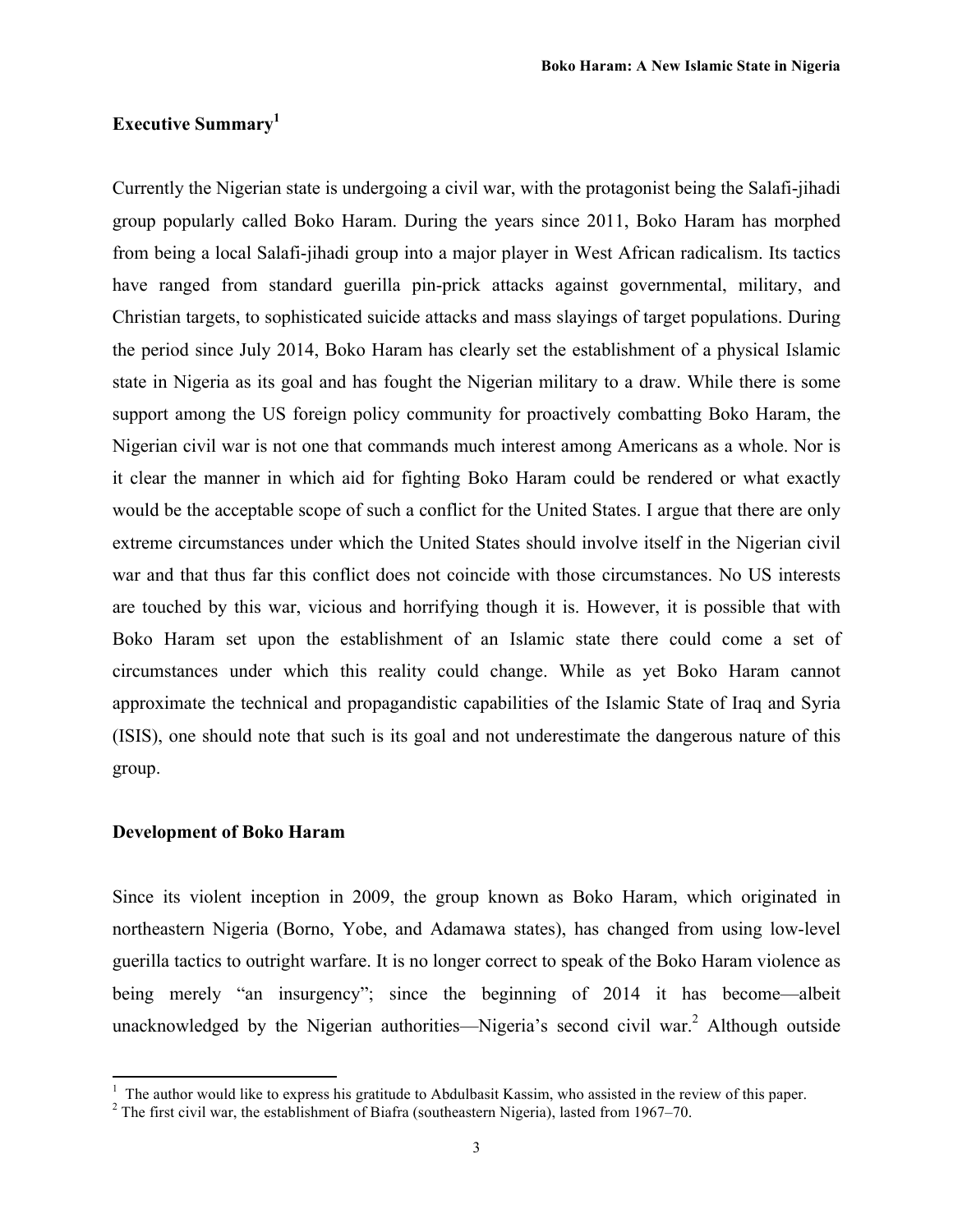## Executive Summary[1]

Currently the Nigerian state is undergoing a civil war, with the protagonist being the Salafi-jihadi group popularly called Boko Haram. During the years since 2011, Boko Haram has morphed from being a local Salafi-jihadi group into a major player in West African radicalism. Its tactics have ranged from standard guerilla pin-prick attacks against governmental, military, and Christian targets, to sophisticated suicide attacks and mass slayings of target populations. During the period since July 2014, Boko Haram has clearly set the establishment of a physical Islamic state in Nigeria as its goal and has fought the Nigerian military to a draw. While there is some support among the US foreign policy community for proactively combatting Boko Haram, the Nigerian civil war is not one that commands much interest among Americans as a whole. Nor is it clear the manner in which aid for fighting Boko Haram could be rendered or what exactly would be the acceptable scope of such a conflict for the United States. I argue that there are only extreme circumstances under which the United States should involve itself in the Nigerian civil war and that thus far this conflict does not coincide with those circumstances. No US interests are touched by this war, vicious and horrifying though it is. However, it is possible that with Boko Haram set upon the establishment of an Islamic state there could come a set of circumstances under which this reality could change. While as yet Boko Haram cannot approximate the technical and propagandistic capabilities of the Islamic State of Iraq and Syria (ISIS), one should note that such is its goal and not underestimate the dangerous nature of this group.

## Development of Boko Haram

Since its violent inception in 2009, the group known as Boko Haram, which originated in northeastern Nigeria (Borno, Yobe, and Adamawa states), has changed from using low-level guerilla tactics to outright warfare. It is no longer correct to speak of the Boko Haram violence as being merely "an insurgency"; since the beginning of 2014 it has become—albeit unacknowledged by the Nigerian authorities—Nigeria's second civil war.[2] Although outside

---

[1] The author would like to express his gratitude to Abdulbasit Kassim, who assisted in the review of this paper.

[2] The first civil war, the establishment of Biafra (southeastern Nigeria), lasted from 1967–70.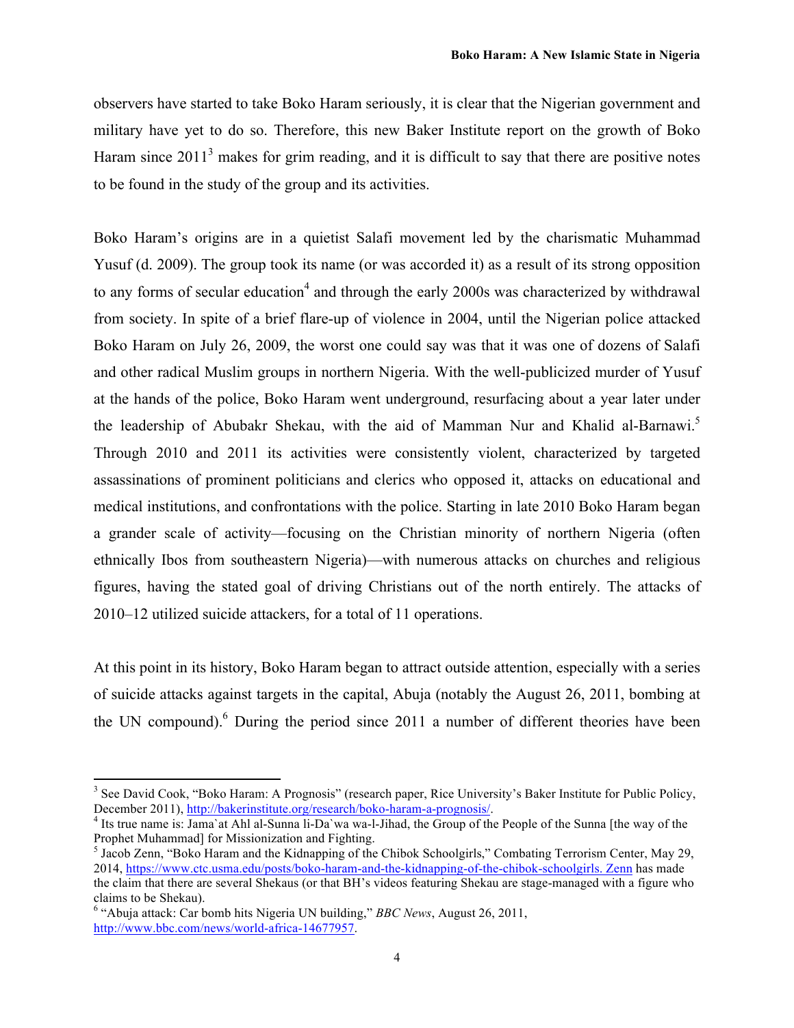observers have started to take Boko Haram seriously, it is clear that the Nigerian government and military have yet to do so. Therefore, this new Baker Institute report on the growth of Boko Haram since 2011[3] makes for grim reading, and it is difficult to say that there are positive notes to be found in the study of the group and its activities.

Boko Haram's origins are in a quietist Salafi movement led by the charismatic Muhammad Yusuf (d. 2009). The group took its name (or was accorded it) as a result of its strong opposition to any forms of secular education[4] and through the early 2000s was characterized by withdrawal from society. In spite of a brief flare-up of violence in 2004, until the Nigerian police attacked Boko Haram on July 26, 2009, the worst one could say was that it was one of dozens of Salafi and other radical Muslim groups in northern Nigeria. With the well-publicized murder of Yusuf at the hands of the police, Boko Haram went underground, resurfacing about a year later under the leadership of Abubakr Shekau, with the aid of Mamman Nur and Khalid al-Barnawi.[5] Through 2010 and 2011 its activities were consistently violent, characterized by targeted assassinations of prominent politicians and clerics who opposed it, attacks on educational and medical institutions, and confrontations with the police. Starting in late 2010 Boko Haram began a grander scale of activity—focusing on the Christian minority of northern Nigeria (often ethnically Ibos from southeastern Nigeria)—with numerous attacks on churches and religious figures, having the stated goal of driving Christians out of the north entirely. The attacks of 2010–12 utilized suicide attackers, for a total of 11 operations.

At this point in its history, Boko Haram began to attract outside attention, especially with a series of suicide attacks against targets in the capital, Abuja (notably the August 26, 2011, bombing at the UN compound).[6] During the period since 2011 a number of different theories have been

---

[3] See David Cook, "Boko Haram: A Prognosis" (research paper, Rice University's Baker Institute for Public Policy, December 2011), http://bakerinstitute.org/research/boko-haram-a-prognosis/.

[4] Its true name is: Jama`at Ahl al-Sunna li-Da`wa wa-l-Jihad, the Group of the People of the Sunna [the way of the Prophet Muhammad] for Missionization and Fighting.

[5] Jacob Zenn, "Boko Haram and the Kidnapping of the Chibok Schoolgirls," Combating Terrorism Center, May 29, 2014, https://www.ctc.usma.edu/posts/boko-haram-and-the-kidnapping-of-the-chibok-schoolgirls. Zenn has made the claim that there are several Shekaus (or that BH's videos featuring Shekau are stage-managed with a figure who claims to be Shekau).

[6] "Abuja attack: Car bomb hits Nigeria UN building," *BBC News*, August 26, 2011, http://www.bbc.com/news/world-africa-14677957.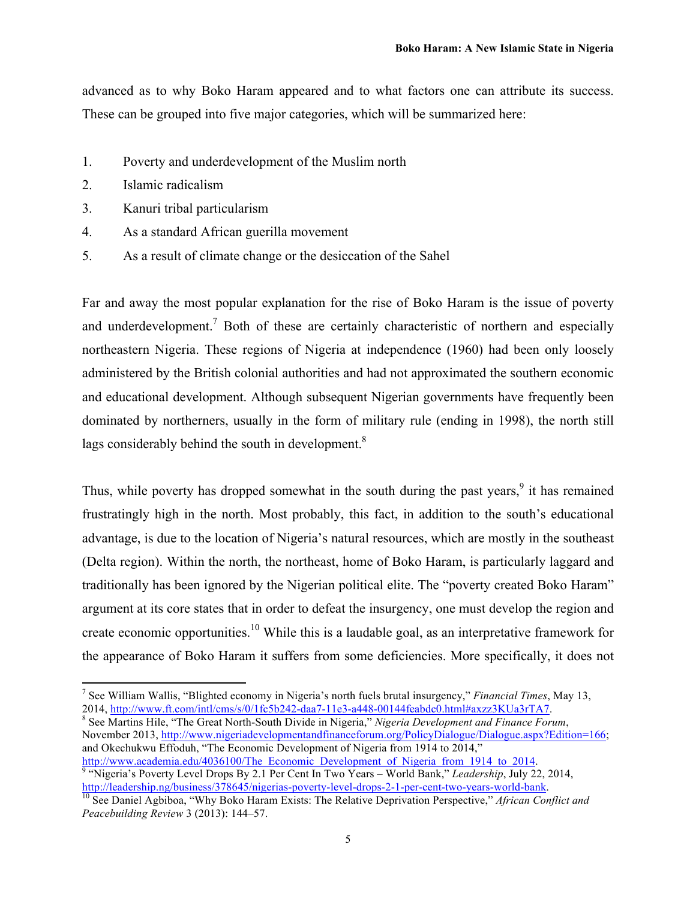advanced as to why Boko Haram appeared and to what factors one can attribute its success. These can be grouped into five major categories, which will be summarized here:

1. Poverty and underdevelopment of the Muslim north
2. Islamic radicalism
3. Kanuri tribal particularism
4. As a standard African guerilla movement
5. As a result of climate change or the desiccation of the Sahel

Far and away the most popular explanation for the rise of Boko Haram is the issue of poverty and underdevelopment.[7] Both of these are certainly characteristic of northern and especially northeastern Nigeria. These regions of Nigeria at independence (1960) had been only loosely administered by the British colonial authorities and had not approximated the southern economic and educational development. Although subsequent Nigerian governments have frequently been dominated by northerners, usually in the form of military rule (ending in 1998), the north still lags considerably behind the south in development.[8]

Thus, while poverty has dropped somewhat in the south during the past years,[9] it has remained frustratingly high in the north. Most probably, this fact, in addition to the south's educational advantage, is due to the location of Nigeria's natural resources, which are mostly in the southeast (Delta region). Within the north, the northeast, home of Boko Haram, is particularly laggard and traditionally has been ignored by the Nigerian political elite. The "poverty created Boko Haram" argument at its core states that in order to defeat the insurgency, one must develop the region and create economic opportunities.[10] While this is a laudable goal, as an interpretative framework for the appearance of Boko Haram it suffers from some deficiencies. More specifically, it does not

---

[7] See William Wallis, "Blighted economy in Nigeria's north fuels brutal insurgency," *Financial Times*, May 13, 2014, http://www.ft.com/intl/cms/s/0/1fc5b242-daa7-11e3-a448-00144feabdc0.html#axzz3KUa3rTA7.

[8] See Martins Hile, "The Great North-South Divide in Nigeria," *Nigeria Development and Finance Forum*, November 2013, http://www.nigeriadevelopmentandfinanceforum.org/PolicyDialogue/Dialogue.aspx?Edition=166; and Okechukwu Effoduh, "The Economic Development of Nigeria from 1914 to 2014," http://www.academia.edu/4036100/The_Economic_Development_of_Nigeria_from_1914_to_2014.

[9] "Nigeria's Poverty Level Drops By 2.1 Per Cent In Two Years – World Bank," *Leadership*, July 22, 2014, http://leadership.ng/business/378645/nigerias-poverty-level-drops-2-1-per-cent-two-years-world-bank.

[10] See Daniel Agbiboa, "Why Boko Haram Exists: The Relative Deprivation Perspective," *African Conflict and Peacebuilding Review* 3 (2013): 144–57.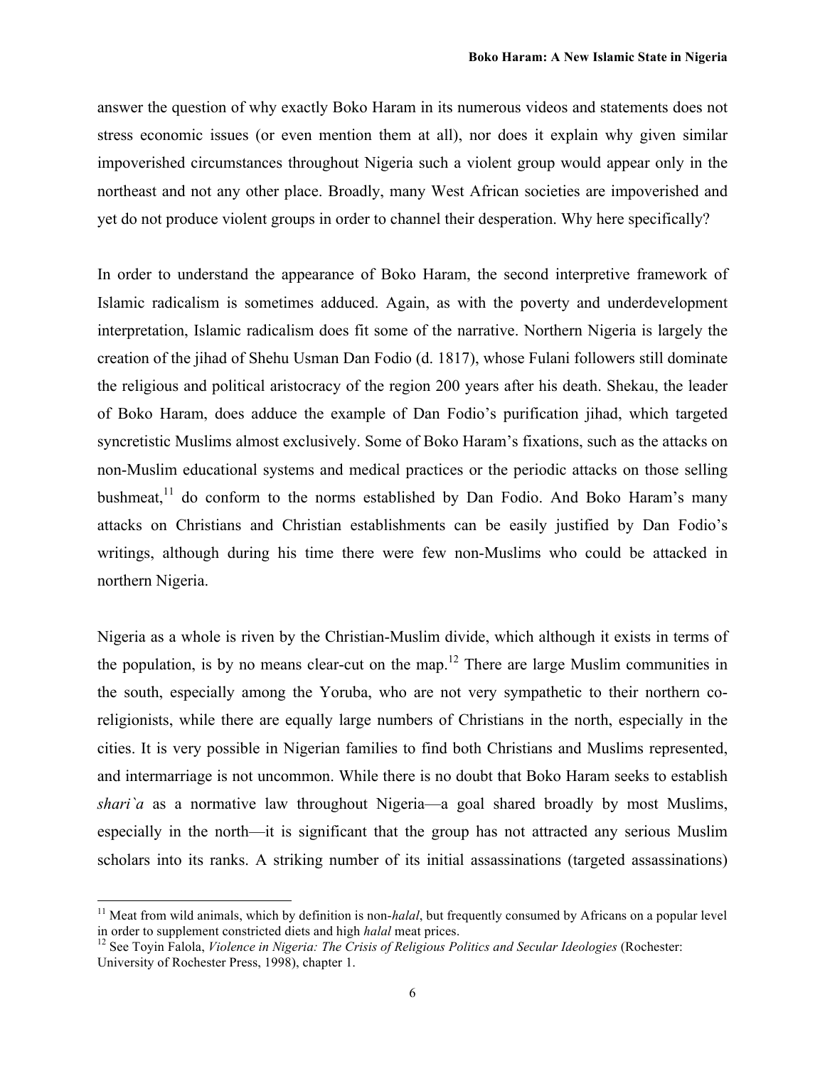answer the question of why exactly Boko Haram in its numerous videos and statements does not stress economic issues (or even mention them at all), nor does it explain why given similar impoverished circumstances throughout Nigeria such a violent group would appear only in the northeast and not any other place. Broadly, many West African societies are impoverished and yet do not produce violent groups in order to channel their desperation. Why here specifically?

In order to understand the appearance of Boko Haram, the second interpretive framework of Islamic radicalism is sometimes adduced. Again, as with the poverty and underdevelopment interpretation, Islamic radicalism does fit some of the narrative. Northern Nigeria is largely the creation of the jihad of Shehu Usman Dan Fodio (d. 1817), whose Fulani followers still dominate the religious and political aristocracy of the region 200 years after his death. Shekau, the leader of Boko Haram, does adduce the example of Dan Fodio's purification jihad, which targeted syncretistic Muslims almost exclusively. Some of Boko Haram's fixations, such as the attacks on non-Muslim educational systems and medical practices or the periodic attacks on those selling bushmeat,[11] do conform to the norms established by Dan Fodio. And Boko Haram's many attacks on Christians and Christian establishments can be easily justified by Dan Fodio's writings, although during his time there were few non-Muslims who could be attacked in northern Nigeria.

Nigeria as a whole is riven by the Christian-Muslim divide, which although it exists in terms of the population, is by no means clear-cut on the map.[12] There are large Muslim communities in the south, especially among the Yoruba, who are not very sympathetic to their northern co-religionists, while there are equally large numbers of Christians in the north, especially in the cities. It is very possible in Nigerian families to find both Christians and Muslims represented, and intermarriage is not uncommon. While there is no doubt that Boko Haram seeks to establish *shari`a* as a normative law throughout Nigeria—a goal shared broadly by most Muslims, especially in the north—it is significant that the group has not attracted any serious Muslim scholars into its ranks. A striking number of its initial assassinations (targeted assassinations)

---

[11] Meat from wild animals, which by definition is non-*halal*, but frequently consumed by Africans on a popular level in order to supplement constricted diets and high *halal* meat prices.

[12] See Toyin Falola, *Violence in Nigeria: The Crisis of Religious Politics and Secular Ideologies* (Rochester: University of Rochester Press, 1998), chapter 1.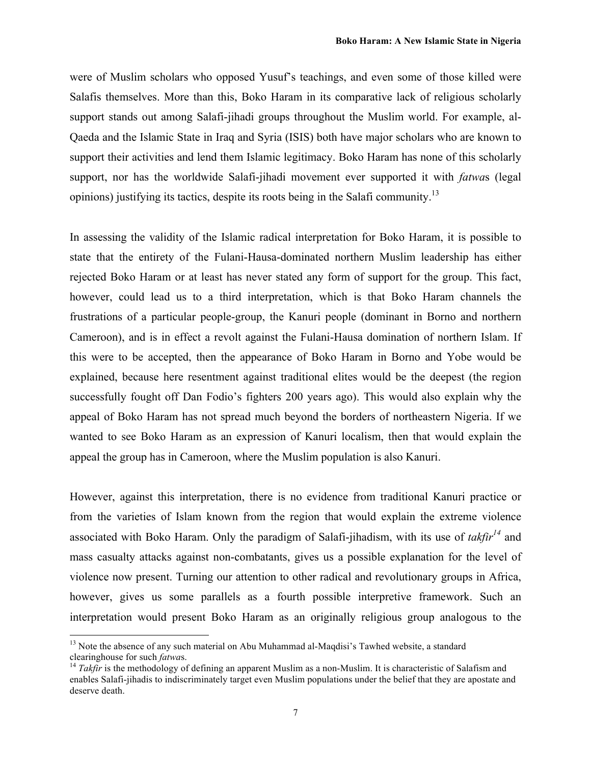were of Muslim scholars who opposed Yusuf's teachings, and even some of those killed were Salafis themselves. More than this, Boko Haram in its comparative lack of religious scholarly support stands out among Salafi-jihadi groups throughout the Muslim world. For example, al-Qaeda and the Islamic State in Iraq and Syria (ISIS) both have major scholars who are known to support their activities and lend them Islamic legitimacy. Boko Haram has none of this scholarly support, nor has the worldwide Salafi-jihadi movement ever supported it with *fatwa*s (legal opinions) justifying its tactics, despite its roots being in the Salafi community.[13]

In assessing the validity of the Islamic radical interpretation for Boko Haram, it is possible to state that the entirety of the Fulani-Hausa-dominated northern Muslim leadership has either rejected Boko Haram or at least has never stated any form of support for the group. This fact, however, could lead us to a third interpretation, which is that Boko Haram channels the frustrations of a particular people-group, the Kanuri people (dominant in Borno and northern Cameroon), and is in effect a revolt against the Fulani-Hausa domination of northern Islam. If this were to be accepted, then the appearance of Boko Haram in Borno and Yobe would be explained, because here resentment against traditional elites would be the deepest (the region successfully fought off Dan Fodio's fighters 200 years ago). This would also explain why the appeal of Boko Haram has not spread much beyond the borders of northeastern Nigeria. If we wanted to see Boko Haram as an expression of Kanuri localism, then that would explain the appeal the group has in Cameroon, where the Muslim population is also Kanuri.

However, against this interpretation, there is no evidence from traditional Kanuri practice or from the varieties of Islam known from the region that would explain the extreme violence associated with Boko Haram. Only the paradigm of Salafi-jihadism, with its use of *takfir*[14] and mass casualty attacks against non-combatants, gives us a possible explanation for the level of violence now present. Turning our attention to other radical and revolutionary groups in Africa, however, gives us some parallels as a fourth possible interpretive framework. Such an interpretation would present Boko Haram as an originally religious group analogous to the

---

[13] Note the absence of any such material on Abu Muhammad al-Maqdisi's Tawhed website, a standard clearinghouse for such *fatwa*s.

[14] *Takfir* is the methodology of defining an apparent Muslim as a non-Muslim. It is characteristic of Salafism and enables Salafi-jihadis to indiscriminately target even Muslim populations under the belief that they are apostate and deserve death.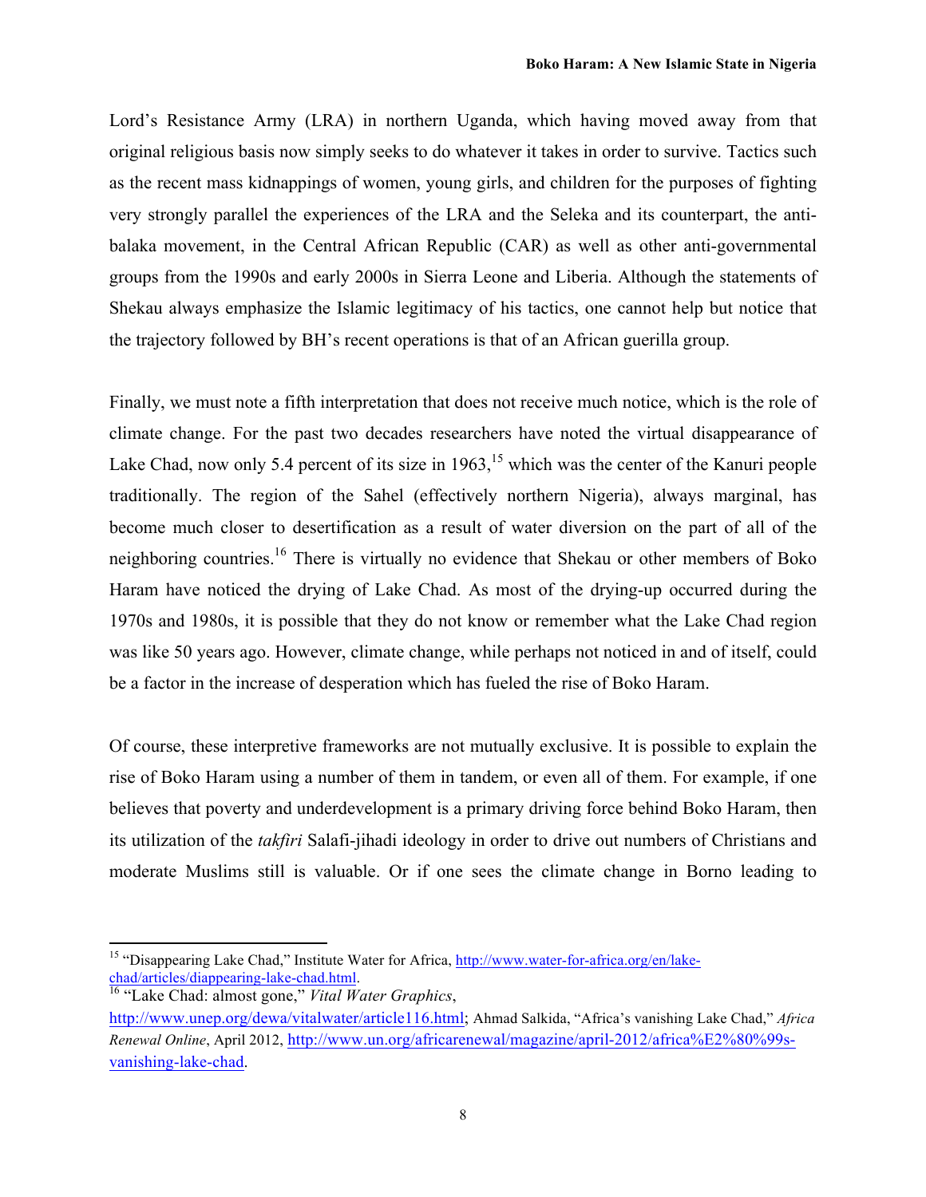Lord's Resistance Army (LRA) in northern Uganda, which having moved away from that original religious basis now simply seeks to do whatever it takes in order to survive. Tactics such as the recent mass kidnappings of women, young girls, and children for the purposes of fighting very strongly parallel the experiences of the LRA and the Seleka and its counterpart, the anti-balaka movement, in the Central African Republic (CAR) as well as other anti-governmental groups from the 1990s and early 2000s in Sierra Leone and Liberia. Although the statements of Shekau always emphasize the Islamic legitimacy of his tactics, one cannot help but notice that the trajectory followed by BH's recent operations is that of an African guerilla group.

Finally, we must note a fifth interpretation that does not receive much notice, which is the role of climate change. For the past two decades researchers have noted the virtual disappearance of Lake Chad, now only 5.4 percent of its size in 1963,[15] which was the center of the Kanuri people traditionally. The region of the Sahel (effectively northern Nigeria), always marginal, has become much closer to desertification as a result of water diversion on the part of all of the neighboring countries.[16] There is virtually no evidence that Shekau or other members of Boko Haram have noticed the drying of Lake Chad. As most of the drying-up occurred during the 1970s and 1980s, it is possible that they do not know or remember what the Lake Chad region was like 50 years ago. However, climate change, while perhaps not noticed in and of itself, could be a factor in the increase of desperation which has fueled the rise of Boko Haram.

Of course, these interpretive frameworks are not mutually exclusive. It is possible to explain the rise of Boko Haram using a number of them in tandem, or even all of them. For example, if one believes that poverty and underdevelopment is a primary driving force behind Boko Haram, then its utilization of the *takfiri* Salafi-jihadi ideology in order to drive out numbers of Christians and moderate Muslims still is valuable. Or if one sees the climate change in Borno leading to

---

[15] "Disappearing Lake Chad," Institute Water for Africa, http://www.water-for-africa.org/en/lake-chad/articles/diappearing-lake-chad.html.

[16] "Lake Chad: almost gone," *Vital Water Graphics*, http://www.unep.org/dewa/vitalwater/article116.html; Ahmad Salkida, "Africa's vanishing Lake Chad," *Africa Renewal Online*, April 2012, http://www.un.org/africarenewal/magazine/april-2012/africa%E2%80%99s-vanishing-lake-chad.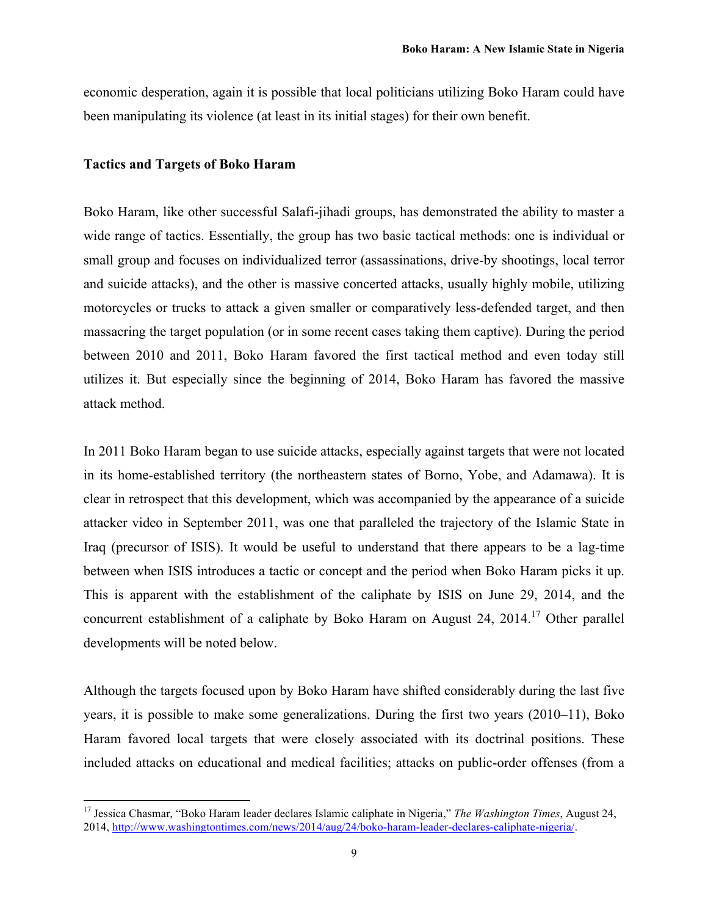economic desperation, again it is possible that local politicians utilizing Boko Haram could have been manipulating its violence (at least in its initial stages) for their own benefit.

**Tactics and Targets of Boko Haram**

Boko Haram, like other successful Salafi-jihadi groups, has demonstrated the ability to master a wide range of tactics. Essentially, the group has two basic tactical methods: one is individual or small group and focuses on individualized terror (assassinations, drive-by shootings, local terror and suicide attacks), and the other is massive concerted attacks, usually highly mobile, utilizing motorcycles or trucks to attack a given smaller or comparatively less-defended target, and then massacring the target population (or in some recent cases taking them captive). During the period between 2010 and 2011, Boko Haram favored the first tactical method and even today still utilizes it. But especially since the beginning of 2014, Boko Haram has favored the massive attack method.

In 2011 Boko Haram began to use suicide attacks, especially against targets that were not located in its home-established territory (the northeastern states of Borno, Yobe, and Adamawa). It is clear in retrospect that this development, which was accompanied by the appearance of a suicide attacker video in September 2011, was one that paralleled the trajectory of the Islamic State in Iraq (precursor of ISIS). It would be useful to understand that there appears to be a lag-time between when ISIS introduces a tactic or concept and the period when Boko Haram picks it up. This is apparent with the establishment of the caliphate by ISIS on June 29, 2014, and the concurrent establishment of a caliphate by Boko Haram on August 24, 2014.[17] Other parallel developments will be noted below.

Although the targets focused upon by Boko Haram have shifted considerably during the last five years, it is possible to make some generalizations. During the first two years (2010–11), Boko Haram favored local targets that were closely associated with its doctrinal positions. These included attacks on educational and medical facilities; attacks on public-order offenses (from a

---

[17] Jessica Chasmar, "Boko Haram leader declares Islamic caliphate in Nigeria," *The Washington Times*, August 24, 2014, http://www.washingtontimes.com/news/2014/aug/24/boko-haram-leader-declares-caliphate-nigeria/.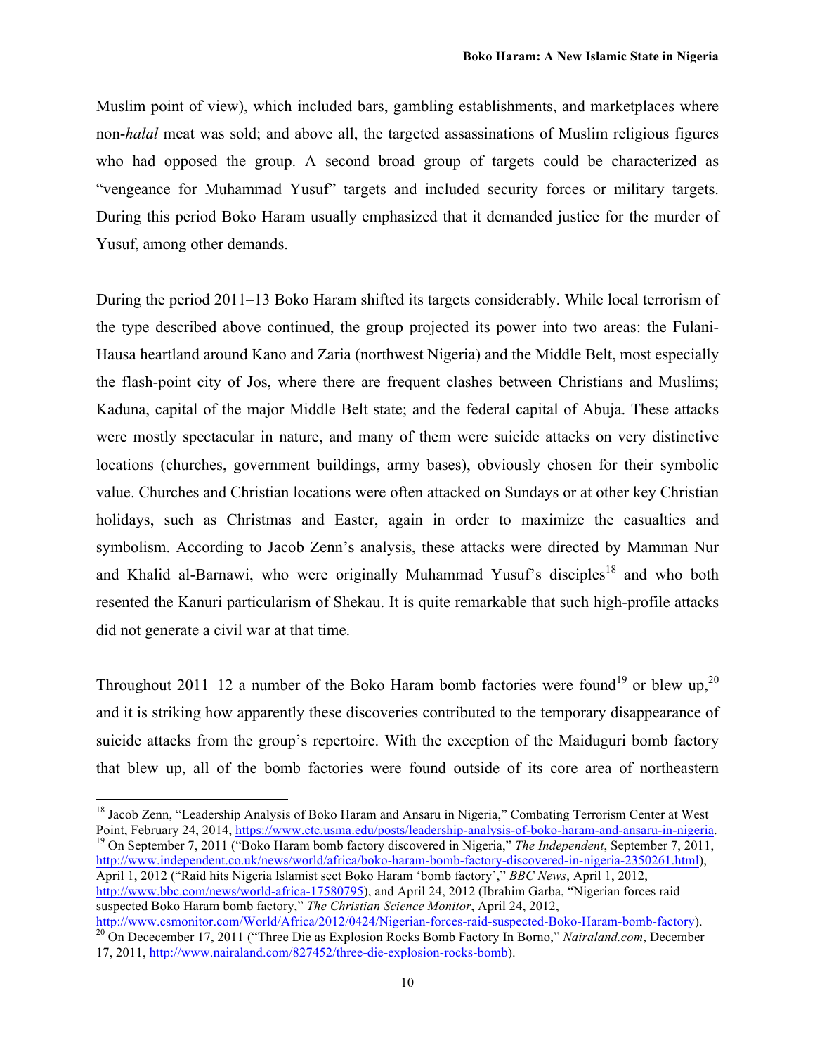Muslim point of view), which included bars, gambling establishments, and marketplaces where non-*halal* meat was sold; and above all, the targeted assassinations of Muslim religious figures who had opposed the group. A second broad group of targets could be characterized as "vengeance for Muhammad Yusuf" targets and included security forces or military targets. During this period Boko Haram usually emphasized that it demanded justice for the murder of Yusuf, among other demands.

During the period 2011–13 Boko Haram shifted its targets considerably. While local terrorism of the type described above continued, the group projected its power into two areas: the Fulani-Hausa heartland around Kano and Zaria (northwest Nigeria) and the Middle Belt, most especially the flash-point city of Jos, where there are frequent clashes between Christians and Muslims; Kaduna, capital of the major Middle Belt state; and the federal capital of Abuja. These attacks were mostly spectacular in nature, and many of them were suicide attacks on very distinctive locations (churches, government buildings, army bases), obviously chosen for their symbolic value. Churches and Christian locations were often attacked on Sundays or at other key Christian holidays, such as Christmas and Easter, again in order to maximize the casualties and symbolism. According to Jacob Zenn's analysis, these attacks were directed by Mamman Nur and Khalid al-Barnawi, who were originally Muhammad Yusuf's disciples[18] and who both resented the Kanuri particularism of Shekau. It is quite remarkable that such high-profile attacks did not generate a civil war at that time.

Throughout 2011–12 a number of the Boko Haram bomb factories were found[19] or blew up,[20] and it is striking how apparently these discoveries contributed to the temporary disappearance of suicide attacks from the group's repertoire. With the exception of the Maiduguri bomb factory that blew up, all of the bomb factories were found outside of its core area of northeastern

---

[18] Jacob Zenn, "Leadership Analysis of Boko Haram and Ansaru in Nigeria," Combating Terrorism Center at West Point, February 24, 2014, https://www.ctc.usma.edu/posts/leadership-analysis-of-boko-haram-and-ansaru-in-nigeria.

[19] On September 7, 2011 ("Boko Haram bomb factory discovered in Nigeria," *The Independent*, September 7, 2011, http://www.independent.co.uk/news/world/africa/boko-haram-bomb-factory-discovered-in-nigeria-2350261.html), April 1, 2012 ("Raid hits Nigeria Islamist sect Boko Haram 'bomb factory'," *BBC News*, April 1, 2012, http://www.bbc.com/news/world-africa-17580795), and April 24, 2012 (Ibrahim Garba, "Nigerian forces raid suspected Boko Haram bomb factory," *The Christian Science Monitor*, April 24, 2012, http://www.csmonitor.com/World/Africa/2012/0424/Nigerian-forces-raid-suspected-Boko-Haram-bomb-factory).

[20] On Dececember 17, 2011 ("Three Die as Explosion Rocks Bomb Factory In Borno," *Nairaland.com*, December 17, 2011, http://www.nairaland.com/827452/three-die-explosion-rocks-bomb).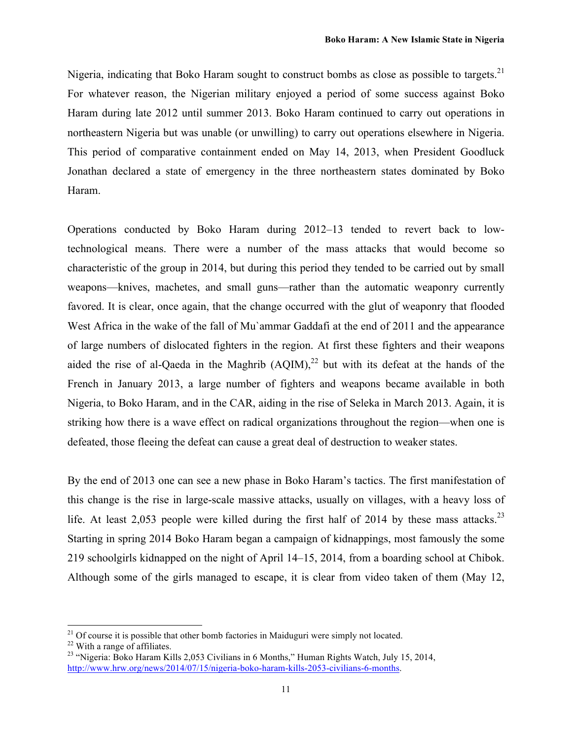Nigeria, indicating that Boko Haram sought to construct bombs as close as possible to targets.[21] For whatever reason, the Nigerian military enjoyed a period of some success against Boko Haram during late 2012 until summer 2013. Boko Haram continued to carry out operations in northeastern Nigeria but was unable (or unwilling) to carry out operations elsewhere in Nigeria. This period of comparative containment ended on May 14, 2013, when President Goodluck Jonathan declared a state of emergency in the three northeastern states dominated by Boko Haram.

Operations conducted by Boko Haram during 2012–13 tended to revert back to low-technological means. There were a number of the mass attacks that would become so characteristic of the group in 2014, but during this period they tended to be carried out by small weapons—knives, machetes, and small guns—rather than the automatic weaponry currently favored. It is clear, once again, that the change occurred with the glut of weaponry that flooded West Africa in the wake of the fall of Mu`ammar Gaddafi at the end of 2011 and the appearance of large numbers of dislocated fighters in the region. At first these fighters and their weapons aided the rise of al-Qaeda in the Maghrib (AQIM),[22] but with its defeat at the hands of the French in January 2013, a large number of fighters and weapons became available in both Nigeria, to Boko Haram, and in the CAR, aiding in the rise of Seleka in March 2013. Again, it is striking how there is a wave effect on radical organizations throughout the region—when one is defeated, those fleeing the defeat can cause a great deal of destruction to weaker states.

By the end of 2013 one can see a new phase in Boko Haram's tactics. The first manifestation of this change is the rise in large-scale massive attacks, usually on villages, with a heavy loss of life. At least 2,053 people were killed during the first half of 2014 by these mass attacks.[23] Starting in spring 2014 Boko Haram began a campaign of kidnappings, most famously the some 219 schoolgirls kidnapped on the night of April 14–15, 2014, from a boarding school at Chibok. Although some of the girls managed to escape, it is clear from video taken of them (May 12,

---

[21] Of course it is possible that other bomb factories in Maiduguri were simply not located.

[22] With a range of affiliates.

[23] "Nigeria: Boko Haram Kills 2,053 Civilians in 6 Months," Human Rights Watch, July 15, 2014, http://www.hrw.org/news/2014/07/15/nigeria-boko-haram-kills-2053-civilians-6-months.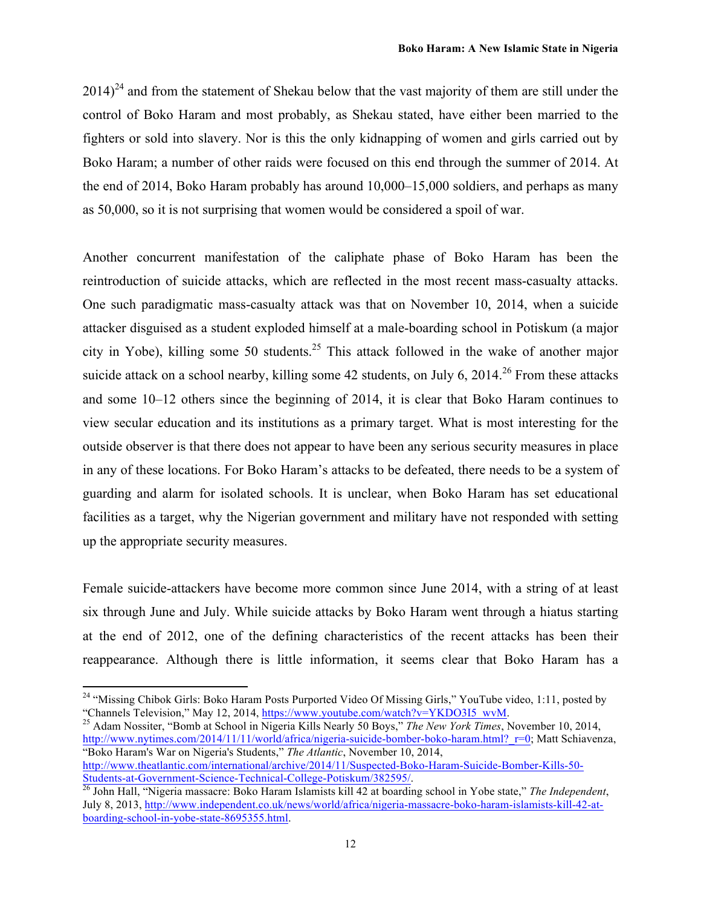2014)[24] and from the statement of Shekau below that the vast majority of them are still under the control of Boko Haram and most probably, as Shekau stated, have either been married to the fighters or sold into slavery. Nor is this the only kidnapping of women and girls carried out by Boko Haram; a number of other raids were focused on this end through the summer of 2014. At the end of 2014, Boko Haram probably has around 10,000–15,000 soldiers, and perhaps as many as 50,000, so it is not surprising that women would be considered a spoil of war.

Another concurrent manifestation of the caliphate phase of Boko Haram has been the reintroduction of suicide attacks, which are reflected in the most recent mass-casualty attacks. One such paradigmatic mass-casualty attack was that on November 10, 2014, when a suicide attacker disguised as a student exploded himself at a male-boarding school in Potiskum (a major city in Yobe), killing some 50 students.[25] This attack followed in the wake of another major suicide attack on a school nearby, killing some 42 students, on July 6, 2014.[26] From these attacks and some 10–12 others since the beginning of 2014, it is clear that Boko Haram continues to view secular education and its institutions as a primary target. What is most interesting for the outside observer is that there does not appear to have been any serious security measures in place in any of these locations. For Boko Haram's attacks to be defeated, there needs to be a system of guarding and alarm for isolated schools. It is unclear, when Boko Haram has set educational facilities as a target, why the Nigerian government and military have not responded with setting up the appropriate security measures.

Female suicide-attackers have become more common since June 2014, with a string of at least six through June and July. While suicide attacks by Boko Haram went through a hiatus starting at the end of 2012, one of the defining characteristics of the recent attacks has been their reappearance. Although there is little information, it seems clear that Boko Haram has a

---

[24] "Missing Chibok Girls: Boko Haram Posts Purported Video Of Missing Girls," YouTube video, 1:11, posted by "Channels Television," May 12, 2014, https://www.youtube.com/watch?v=YKDO3I5_wvM.

[25] Adam Nossiter, "Bomb at School in Nigeria Kills Nearly 50 Boys," *The New York Times*, November 10, 2014, http://www.nytimes.com/2014/11/11/world/africa/nigeria-suicide-bomber-boko-haram.html?_r=0; Matt Schiavenza, "Boko Haram's War on Nigeria's Students," *The Atlantic*, November 10, 2014, http://www.theatlantic.com/international/archive/2014/11/Suspected-Boko-Haram-Suicide-Bomber-Kills-50-Students-at-Government-Science-Technical-College-Potiskum/382595/.

[26] John Hall, "Nigeria massacre: Boko Haram Islamists kill 42 at boarding school in Yobe state," *The Independent*, July 8, 2013, http://www.independent.co.uk/news/world/africa/nigeria-massacre-boko-haram-islamists-kill-42-at-boarding-school-in-yobe-state-8695355.html.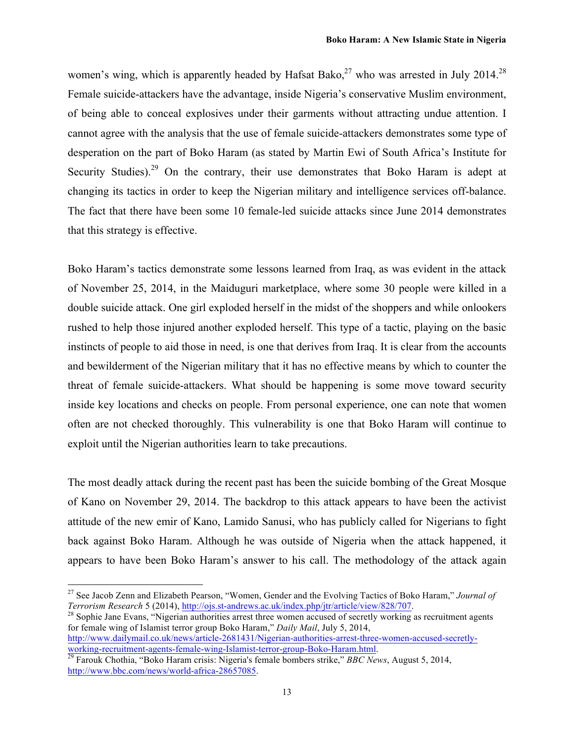women's wing, which is apparently headed by Hafsat Bako,[27] who was arrested in July 2014.[28] Female suicide-attackers have the advantage, inside Nigeria's conservative Muslim environment, of being able to conceal explosives under their garments without attracting undue attention. I cannot agree with the analysis that the use of female suicide-attackers demonstrates some type of desperation on the part of Boko Haram (as stated by Martin Ewi of South Africa's Institute for Security Studies).[29] On the contrary, their use demonstrates that Boko Haram is adept at changing its tactics in order to keep the Nigerian military and intelligence services off-balance. The fact that there have been some 10 female-led suicide attacks since June 2014 demonstrates that this strategy is effective.

Boko Haram's tactics demonstrate some lessons learned from Iraq, as was evident in the attack of November 25, 2014, in the Maiduguri marketplace, where some 30 people were killed in a double suicide attack. One girl exploded herself in the midst of the shoppers and while onlookers rushed to help those injured another exploded herself. This type of a tactic, playing on the basic instincts of people to aid those in need, is one that derives from Iraq. It is clear from the accounts and bewilderment of the Nigerian military that it has no effective means by which to counter the threat of female suicide-attackers. What should be happening is some move toward security inside key locations and checks on people. From personal experience, one can note that women often are not checked thoroughly. This vulnerability is one that Boko Haram will continue to exploit until the Nigerian authorities learn to take precautions.

The most deadly attack during the recent past has been the suicide bombing of the Great Mosque of Kano on November 29, 2014. The backdrop to this attack appears to have been the activist attitude of the new emir of Kano, Lamido Sanusi, who has publicly called for Nigerians to fight back against Boko Haram. Although he was outside of Nigeria when the attack happened, it appears to have been Boko Haram's answer to his call. The methodology of the attack again

---

[27] See Jacob Zenn and Elizabeth Pearson, "Women, Gender and the Evolving Tactics of Boko Haram," *Journal of Terrorism Research* 5 (2014), http://ojs.st-andrews.ac.uk/index.php/jtr/article/view/828/707.

[28] Sophie Jane Evans, "Nigerian authorities arrest three women accused of secretly working as recruitment agents for female wing of Islamist terror group Boko Haram," *Daily Mail*, July 5, 2014, http://www.dailymail.co.uk/news/article-2681431/Nigerian-authorities-arrest-three-women-accused-secretly-working-recruitment-agents-female-wing-Islamist-terror-group-Boko-Haram.html.

[29] Farouk Chothia, "Boko Haram crisis: Nigeria's female bombers strike," *BBC News*, August 5, 2014, http://www.bbc.com/news/world-africa-28657085.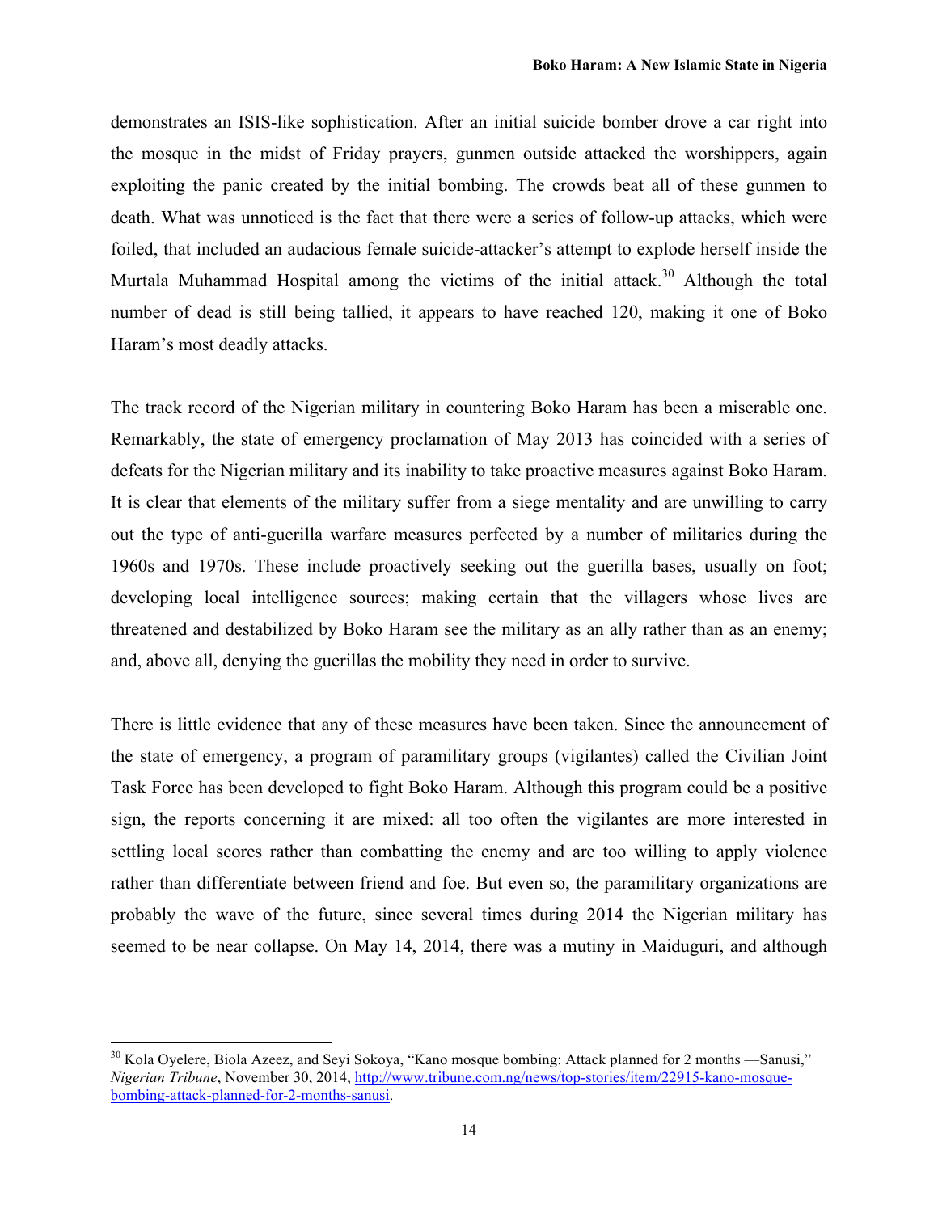demonstrates an ISIS-like sophistication. After an initial suicide bomber drove a car right into the mosque in the midst of Friday prayers, gunmen outside attacked the worshippers, again exploiting the panic created by the initial bombing. The crowds beat all of these gunmen to death. What was unnoticed is the fact that there were a series of follow-up attacks, which were foiled, that included an audacious female suicide-attacker's attempt to explode herself inside the Murtala Muhammad Hospital among the victims of the initial attack.[30] Although the total number of dead is still being tallied, it appears to have reached 120, making it one of Boko Haram's most deadly attacks.

The track record of the Nigerian military in countering Boko Haram has been a miserable one. Remarkably, the state of emergency proclamation of May 2013 has coincided with a series of defeats for the Nigerian military and its inability to take proactive measures against Boko Haram. It is clear that elements of the military suffer from a siege mentality and are unwilling to carry out the type of anti-guerilla warfare measures perfected by a number of militaries during the 1960s and 1970s. These include proactively seeking out the guerilla bases, usually on foot; developing local intelligence sources; making certain that the villagers whose lives are threatened and destabilized by Boko Haram see the military as an ally rather than as an enemy; and, above all, denying the guerillas the mobility they need in order to survive.

There is little evidence that any of these measures have been taken. Since the announcement of the state of emergency, a program of paramilitary groups (vigilantes) called the Civilian Joint Task Force has been developed to fight Boko Haram. Although this program could be a positive sign, the reports concerning it are mixed: all too often the vigilantes are more interested in settling local scores rather than combatting the enemy and are too willing to apply violence rather than differentiate between friend and foe. But even so, the paramilitary organizations are probably the wave of the future, since several times during 2014 the Nigerian military has seemed to be near collapse. On May 14, 2014, there was a mutiny in Maiduguri, and although

---

[30] Kola Oyelere, Biola Azeez, and Seyi Sokoya, "Kano mosque bombing: Attack planned for 2 months —Sanusi," *Nigerian Tribune*, November 30, 2014, http://www.tribune.com.ng/news/top-stories/item/22915-kano-mosque-bombing-attack-planned-for-2-months-sanusi.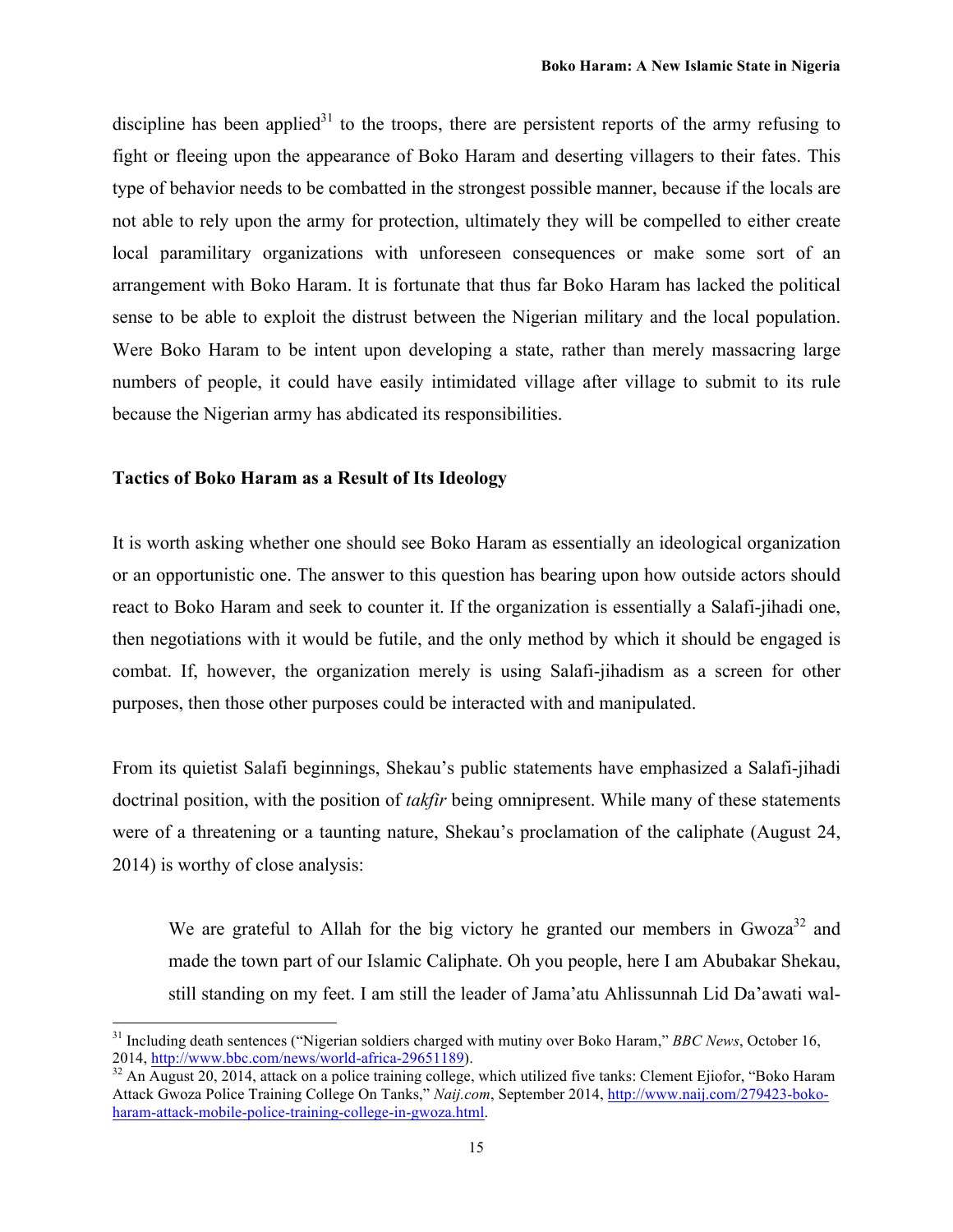discipline has been applied[31] to the troops, there are persistent reports of the army refusing to fight or fleeing upon the appearance of Boko Haram and deserting villagers to their fates. This type of behavior needs to be combatted in the strongest possible manner, because if the locals are not able to rely upon the army for protection, ultimately they will be compelled to either create local paramilitary organizations with unforeseen consequences or make some sort of an arrangement with Boko Haram. It is fortunate that thus far Boko Haram has lacked the political sense to be able to exploit the distrust between the Nigerian military and the local population. Were Boko Haram to be intent upon developing a state, rather than merely massacring large numbers of people, it could have easily intimidated village after village to submit to its rule because the Nigerian army has abdicated its responsibilities.

### Tactics of Boko Haram as a Result of Its Ideology

It is worth asking whether one should see Boko Haram as essentially an ideological organization or an opportunistic one. The answer to this question has bearing upon how outside actors should react to Boko Haram and seek to counter it. If the organization is essentially a Salafi-jihadi one, then negotiations with it would be futile, and the only method by which it should be engaged is combat. If, however, the organization merely is using Salafi-jihadism as a screen for other purposes, then those other purposes could be interacted with and manipulated.

From its quietist Salafi beginnings, Shekau's public statements have emphasized a Salafi-jihadi doctrinal position, with the position of *takfir* being omnipresent. While many of these statements were of a threatening or a taunting nature, Shekau's proclamation of the caliphate (August 24, 2014) is worthy of close analysis:

> We are grateful to Allah for the big victory he granted our members in Gwoza[32] and made the town part of our Islamic Caliphate. Oh you people, here I am Abubakar Shekau, still standing on my feet. I am still the leader of Jama'atu Ahlissunnah Lid Da'awati wal-

[31] Including death sentences ("Nigerian soldiers charged with mutiny over Boko Haram," *BBC News*, October 16, 2014, http://www.bbc.com/news/world-africa-29651189).

[32] An August 20, 2014, attack on a police training college, which utilized five tanks: Clement Ejiofor, "Boko Haram Attack Gwoza Police Training College On Tanks," *Naij.com*, September 2014, http://www.naij.com/279423-boko-haram-attack-mobile-police-training-college-in-gwoza.html.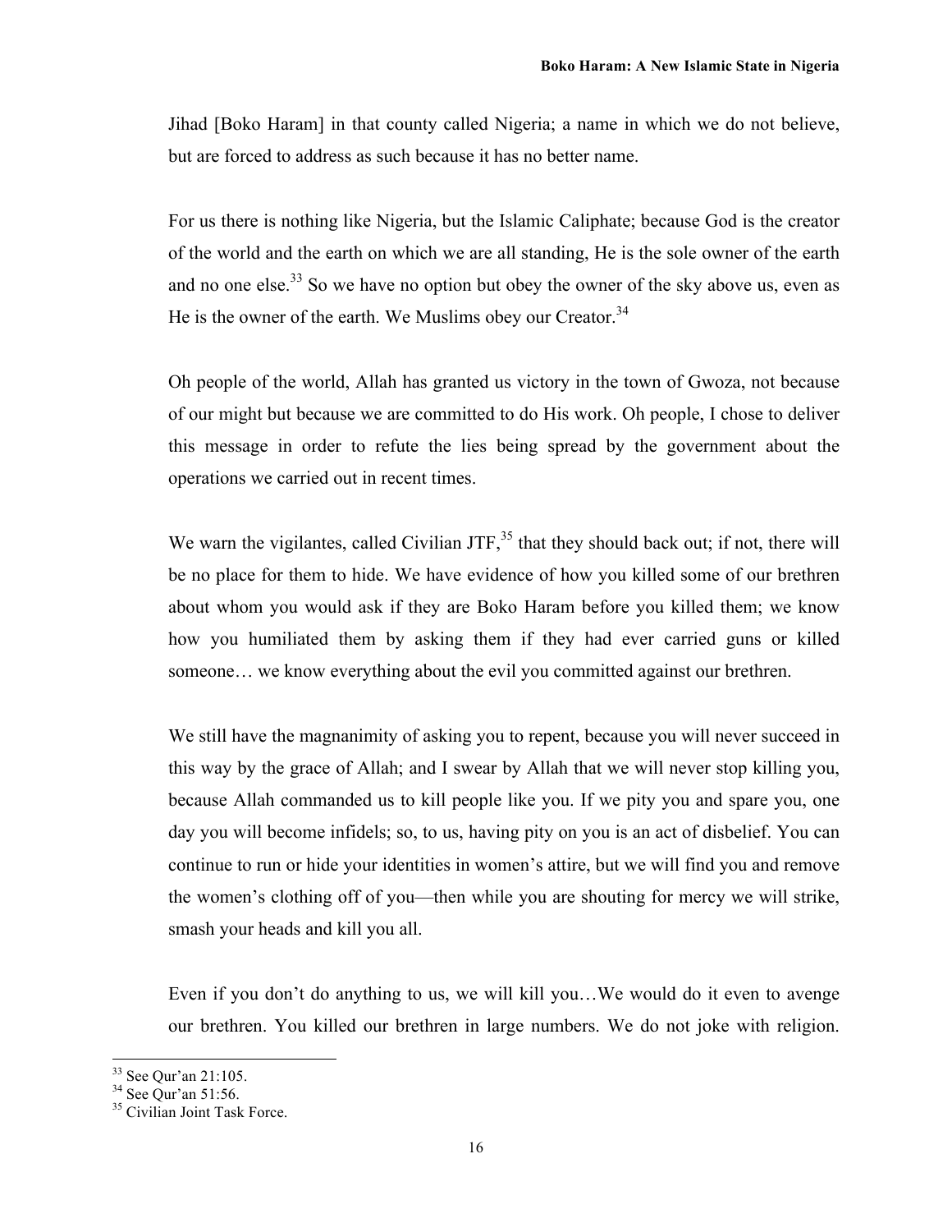Jihad [Boko Haram] in that county called Nigeria; a name in which we do not believe, but are forced to address as such because it has no better name.

For us there is nothing like Nigeria, but the Islamic Caliphate; because God is the creator of the world and the earth on which we are all standing, He is the sole owner of the earth and no one else.[33] So we have no option but obey the owner of the sky above us, even as He is the owner of the earth. We Muslims obey our Creator.[34]

Oh people of the world, Allah has granted us victory in the town of Gwoza, not because of our might but because we are committed to do His work. Oh people, I chose to deliver this message in order to refute the lies being spread by the government about the operations we carried out in recent times.

We warn the vigilantes, called Civilian JTF,[35] that they should back out; if not, there will be no place for them to hide. We have evidence of how you killed some of our brethren about whom you would ask if they are Boko Haram before you killed them; we know how you humiliated them by asking them if they had ever carried guns or killed someone… we know everything about the evil you committed against our brethren.

We still have the magnanimity of asking you to repent, because you will never succeed in this way by the grace of Allah; and I swear by Allah that we will never stop killing you, because Allah commanded us to kill people like you. If we pity you and spare you, one day you will become infidels; so, to us, having pity on you is an act of disbelief. You can continue to run or hide your identities in women's attire, but we will find you and remove the women's clothing off of you—then while you are shouting for mercy we will strike, smash your heads and kill you all.

Even if you don't do anything to us, we will kill you…We would do it even to avenge our brethren. You killed our brethren in large numbers. We do not joke with religion.

---

[33] See Qur'an 21:105.

[34] See Qur'an 51:56.

[35] Civilian Joint Task Force.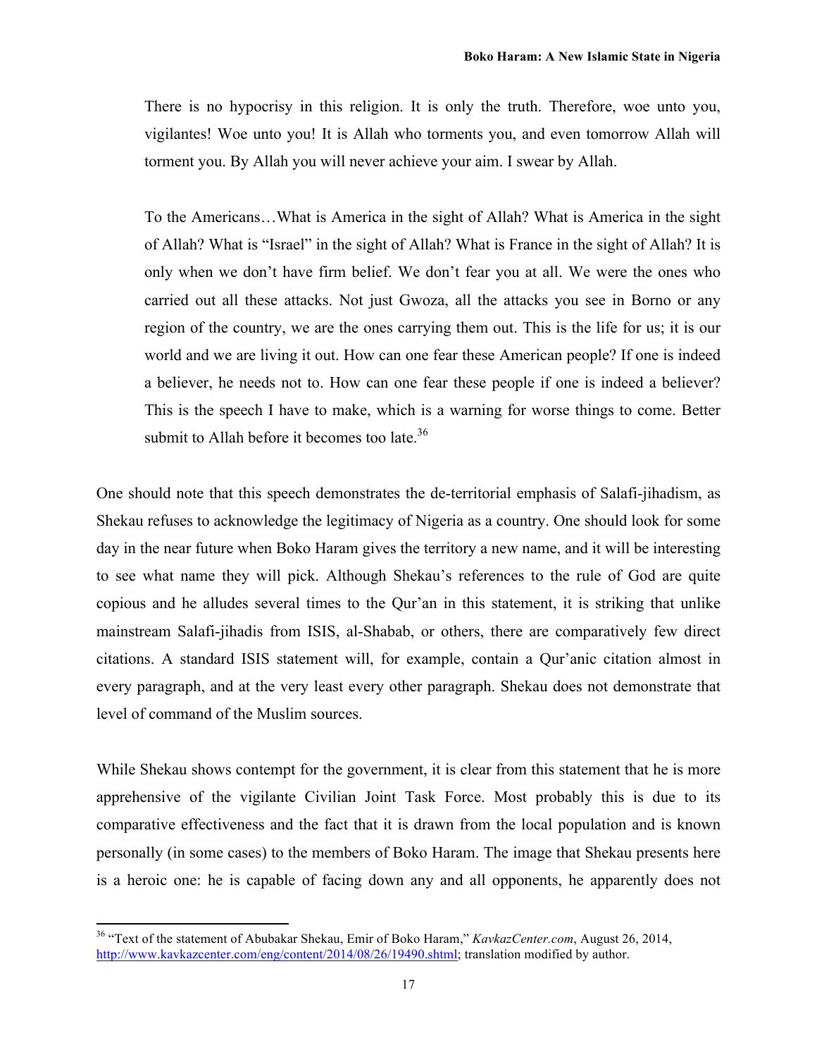> There is no hypocrisy in this religion. It is only the truth. Therefore, woe unto you, vigilantes! Woe unto you! It is Allah who torments you, and even tomorrow Allah will torment you. By Allah you will never achieve your aim. I swear by Allah.
>
> To the Americans…What is America in the sight of Allah? What is America in the sight of Allah? What is "Israel" in the sight of Allah? What is France in the sight of Allah? It is only when we don't have firm belief. We don't fear you at all. We were the ones who carried out all these attacks. Not just Gwoza, all the attacks you see in Borno or any region of the country, we are the ones carrying them out. This is the life for us; it is our world and we are living it out. How can one fear these American people? If one is indeed a believer, he needs not to. How can one fear these people if one is indeed a believer? This is the speech I have to make, which is a warning for worse things to come. Better submit to Allah before it becomes too late.[36]

One should note that this speech demonstrates the de-territorial emphasis of Salafi-jihadism, as Shekau refuses to acknowledge the legitimacy of Nigeria as a country. One should look for some day in the near future when Boko Haram gives the territory a new name, and it will be interesting to see what name they will pick. Although Shekau's references to the rule of God are quite copious and he alludes several times to the Qur'an in this statement, it is striking that unlike mainstream Salafi-jihadis from ISIS, al-Shabab, or others, there are comparatively few direct citations. A standard ISIS statement will, for example, contain a Qur'anic citation almost in every paragraph, and at the very least every other paragraph. Shekau does not demonstrate that level of command of the Muslim sources.

While Shekau shows contempt for the government, it is clear from this statement that he is more apprehensive of the vigilante Civilian Joint Task Force. Most probably this is due to its comparative effectiveness and the fact that it is drawn from the local population and is known personally (in some cases) to the members of Boko Haram. The image that Shekau presents here is a heroic one: he is capable of facing down any and all opponents, he apparently does not

---

[36] "Text of the statement of Abubakar Shekau, Emir of Boko Haram," *KavkazCenter.com*, August 26, 2014, http://www.kavkazcenter.com/eng/content/2014/08/26/19490.shtml; translation modified by author.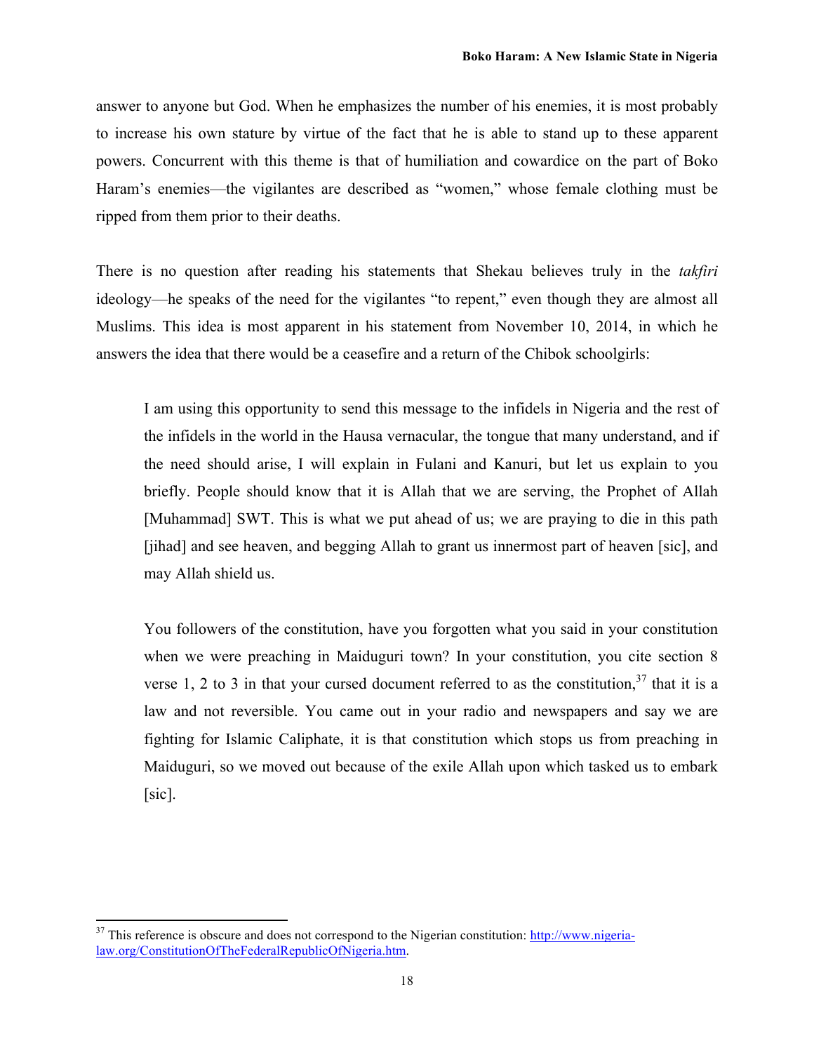answer to anyone but God. When he emphasizes the number of his enemies, it is most probably to increase his own stature by virtue of the fact that he is able to stand up to these apparent powers. Concurrent with this theme is that of humiliation and cowardice on the part of Boko Haram's enemies—the vigilantes are described as "women," whose female clothing must be ripped from them prior to their deaths.

There is no question after reading his statements that Shekau believes truly in the *takfiri* ideology—he speaks of the need for the vigilantes "to repent," even though they are almost all Muslims. This idea is most apparent in his statement from November 10, 2014, in which he answers the idea that there would be a ceasefire and a return of the Chibok schoolgirls:

> I am using this opportunity to send this message to the infidels in Nigeria and the rest of the infidels in the world in the Hausa vernacular, the tongue that many understand, and if the need should arise, I will explain in Fulani and Kanuri, but let us explain to you briefly. People should know that it is Allah that we are serving, the Prophet of Allah [Muhammad] SWT. This is what we put ahead of us; we are praying to die in this path [jihad] and see heaven, and begging Allah to grant us innermost part of heaven [sic], and may Allah shield us.
>
> You followers of the constitution, have you forgotten what you said in your constitution when we were preaching in Maiduguri town? In your constitution, you cite section 8 verse 1, 2 to 3 in that your cursed document referred to as the constitution,[37] that it is a law and not reversible. You came out in your radio and newspapers and say we are fighting for Islamic Caliphate, it is that constitution which stops us from preaching in Maiduguri, so we moved out because of the exile Allah upon which tasked us to embark [sic].

---

[37] This reference is obscure and does not correspond to the Nigerian constitution: http://www.nigeria-law.org/ConstitutionOfTheFederalRepublicOfNigeria.htm.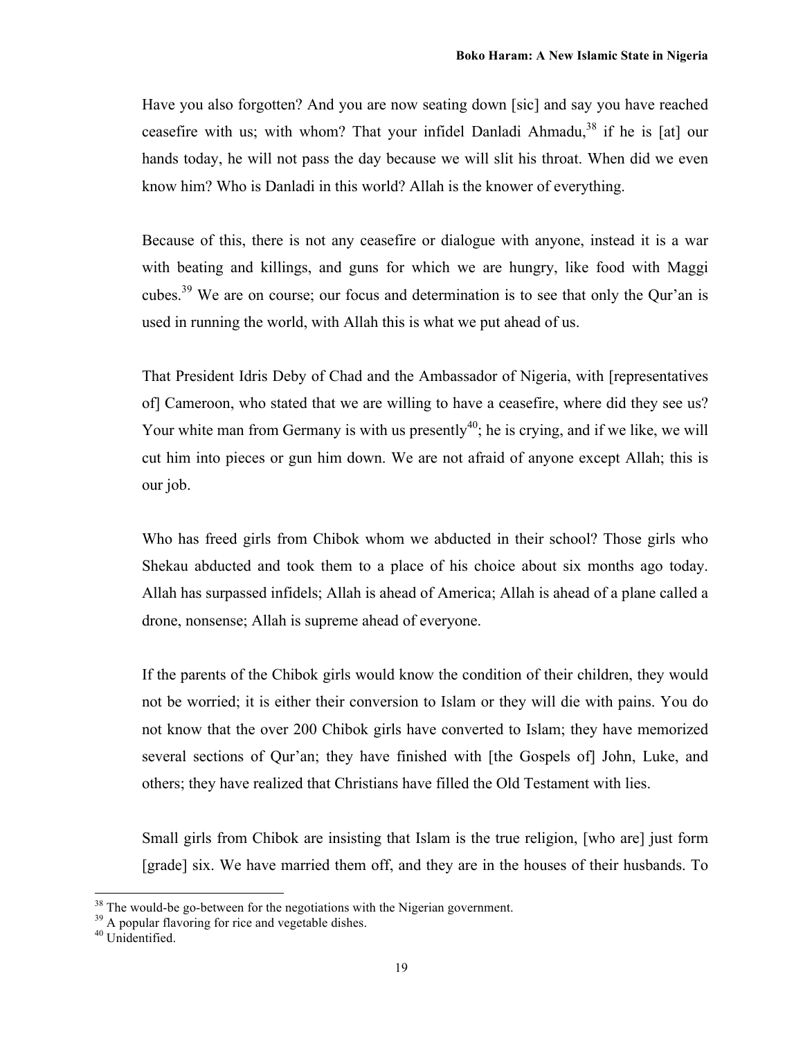Have you also forgotten? And you are now seating down [sic] and say you have reached ceasefire with us; with whom? That your infidel Danladi Ahmadu,[38] if he is [at] our hands today, he will not pass the day because we will slit his throat. When did we even know him? Who is Danladi in this world? Allah is the knower of everything.

Because of this, there is not any ceasefire or dialogue with anyone, instead it is a war with beating and killings, and guns for which we are hungry, like food with Maggi cubes.[39] We are on course; our focus and determination is to see that only the Qur'an is used in running the world, with Allah this is what we put ahead of us.

That President Idris Deby of Chad and the Ambassador of Nigeria, with [representatives of] Cameroon, who stated that we are willing to have a ceasefire, where did they see us? Your white man from Germany is with us presently[40]; he is crying, and if we like, we will cut him into pieces or gun him down. We are not afraid of anyone except Allah; this is our job.

Who has freed girls from Chibok whom we abducted in their school? Those girls who Shekau abducted and took them to a place of his choice about six months ago today. Allah has surpassed infidels; Allah is ahead of America; Allah is ahead of a plane called a drone, nonsense; Allah is supreme ahead of everyone.

If the parents of the Chibok girls would know the condition of their children, they would not be worried; it is either their conversion to Islam or they will die with pains. You do not know that the over 200 Chibok girls have converted to Islam; they have memorized several sections of Qur'an; they have finished with [the Gospels of] John, Luke, and others; they have realized that Christians have filled the Old Testament with lies.

Small girls from Chibok are insisting that Islam is the true religion, [who are] just form [grade] six. We have married them off, and they are in the houses of their husbands. To

---

[38] The would-be go-between for the negotiations with the Nigerian government.

[39] A popular flavoring for rice and vegetable dishes.

[40] Unidentified.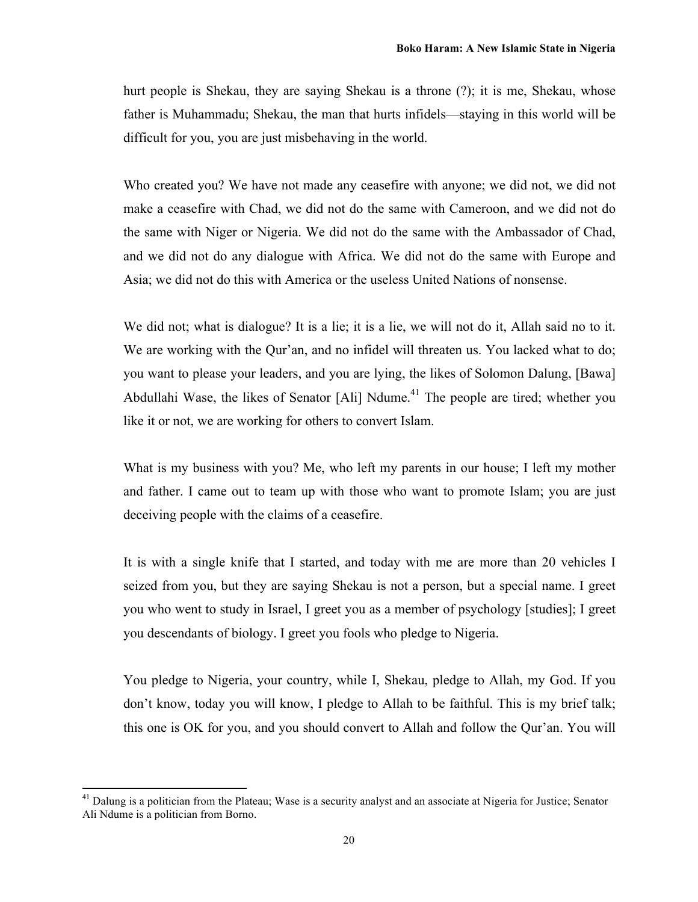hurt people is Shekau, they are saying Shekau is a throne (?); it is me, Shekau, whose father is Muhammadu; Shekau, the man that hurts infidels—staying in this world will be difficult for you, you are just misbehaving in the world.

Who created you? We have not made any ceasefire with anyone; we did not, we did not make a ceasefire with Chad, we did not do the same with Cameroon, and we did not do the same with Niger or Nigeria. We did not do the same with the Ambassador of Chad, and we did not do any dialogue with Africa. We did not do the same with Europe and Asia; we did not do this with America or the useless United Nations of nonsense.

We did not; what is dialogue? It is a lie; it is a lie, we will not do it, Allah said no to it. We are working with the Qur'an, and no infidel will threaten us. You lacked what to do; you want to please your leaders, and you are lying, the likes of Solomon Dalung, [Bawa] Abdullahi Wase, the likes of Senator [Ali] Ndume.[41] The people are tired; whether you like it or not, we are working for others to convert Islam.

What is my business with you? Me, who left my parents in our house; I left my mother and father. I came out to team up with those who want to promote Islam; you are just deceiving people with the claims of a ceasefire.

It is with a single knife that I started, and today with me are more than 20 vehicles I seized from you, but they are saying Shekau is not a person, but a special name. I greet you who went to study in Israel, I greet you as a member of psychology [studies]; I greet you descendants of biology. I greet you fools who pledge to Nigeria.

You pledge to Nigeria, your country, while I, Shekau, pledge to Allah, my God. If you don't know, today you will know, I pledge to Allah to be faithful. This is my brief talk; this one is OK for you, and you should convert to Allah and follow the Qur'an. You will

[41] Dalung is a politician from the Plateau; Wase is a security analyst and an associate at Nigeria for Justice; Senator Ali Ndume is a politician from Borno.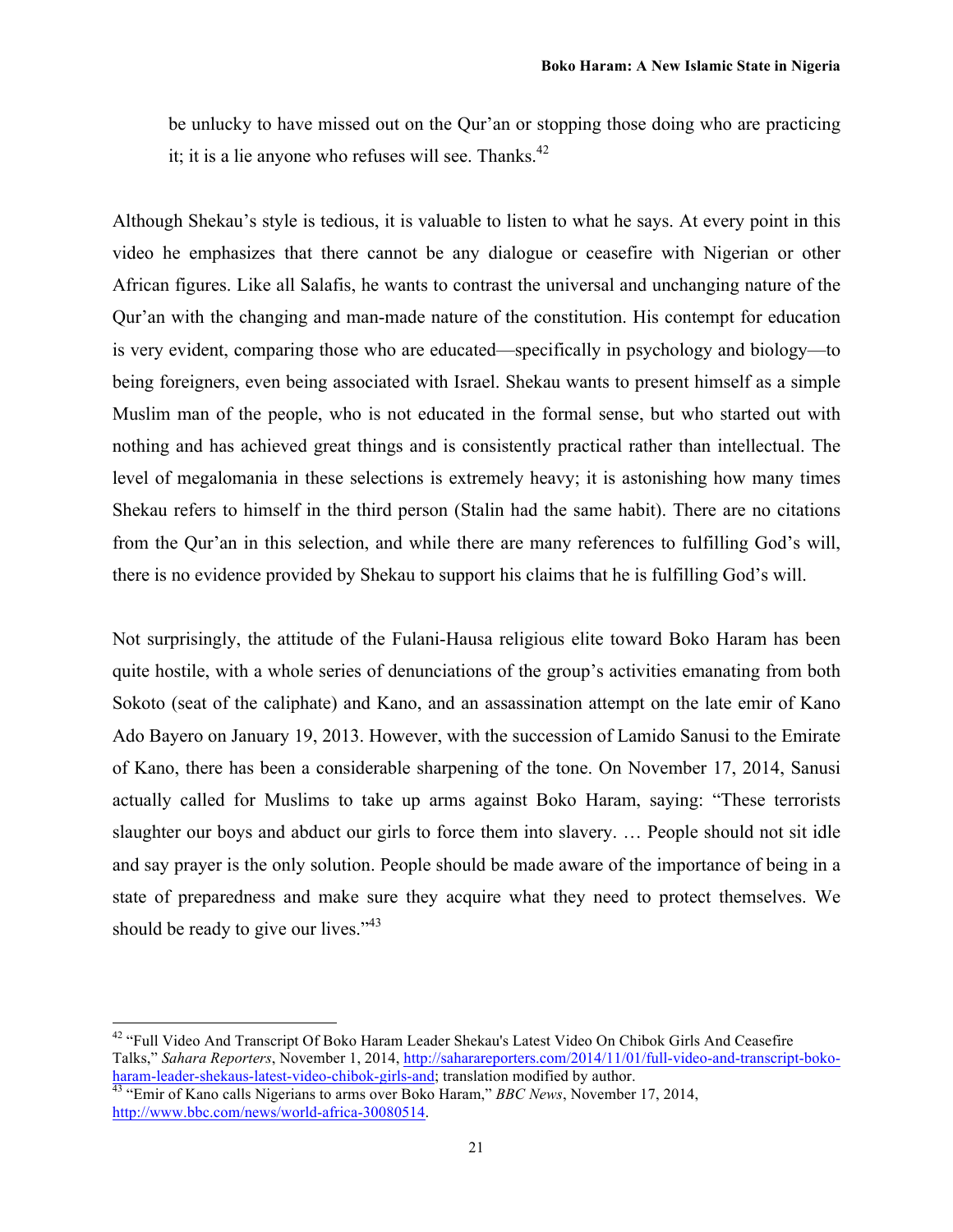be unlucky to have missed out on the Qur'an or stopping those doing who are practicing it; it is a lie anyone who refuses will see. Thanks.[42]

Although Shekau's style is tedious, it is valuable to listen to what he says. At every point in this video he emphasizes that there cannot be any dialogue or ceasefire with Nigerian or other African figures. Like all Salafis, he wants to contrast the universal and unchanging nature of the Qur'an with the changing and man-made nature of the constitution. His contempt for education is very evident, comparing those who are educated—specifically in psychology and biology—to being foreigners, even being associated with Israel. Shekau wants to present himself as a simple Muslim man of the people, who is not educated in the formal sense, but who started out with nothing and has achieved great things and is consistently practical rather than intellectual. The level of megalomania in these selections is extremely heavy; it is astonishing how many times Shekau refers to himself in the third person (Stalin had the same habit). There are no citations from the Qur'an in this selection, and while there are many references to fulfilling God's will, there is no evidence provided by Shekau to support his claims that he is fulfilling God's will.

Not surprisingly, the attitude of the Fulani-Hausa religious elite toward Boko Haram has been quite hostile, with a whole series of denunciations of the group's activities emanating from both Sokoto (seat of the caliphate) and Kano, and an assassination attempt on the late emir of Kano Ado Bayero on January 19, 2013. However, with the succession of Lamido Sanusi to the Emirate of Kano, there has been a considerable sharpening of the tone. On November 17, 2014, Sanusi actually called for Muslims to take up arms against Boko Haram, saying: "These terrorists slaughter our boys and abduct our girls to force them into slavery. … People should not sit idle and say prayer is the only solution. People should be made aware of the importance of being in a state of preparedness and make sure they acquire what they need to protect themselves. We should be ready to give our lives."[43]

---

[42] "Full Video And Transcript Of Boko Haram Leader Shekau's Latest Video On Chibok Girls And Ceasefire Talks," *Sahara Reporters*, November 1, 2014, http://saharareporters.com/2014/11/01/full-video-and-transcript-boko-haram-leader-shekaus-latest-video-chibok-girls-and; translation modified by author.

[43] "Emir of Kano calls Nigerians to arms over Boko Haram," *BBC News*, November 17, 2014, http://www.bbc.com/news/world-africa-30080514.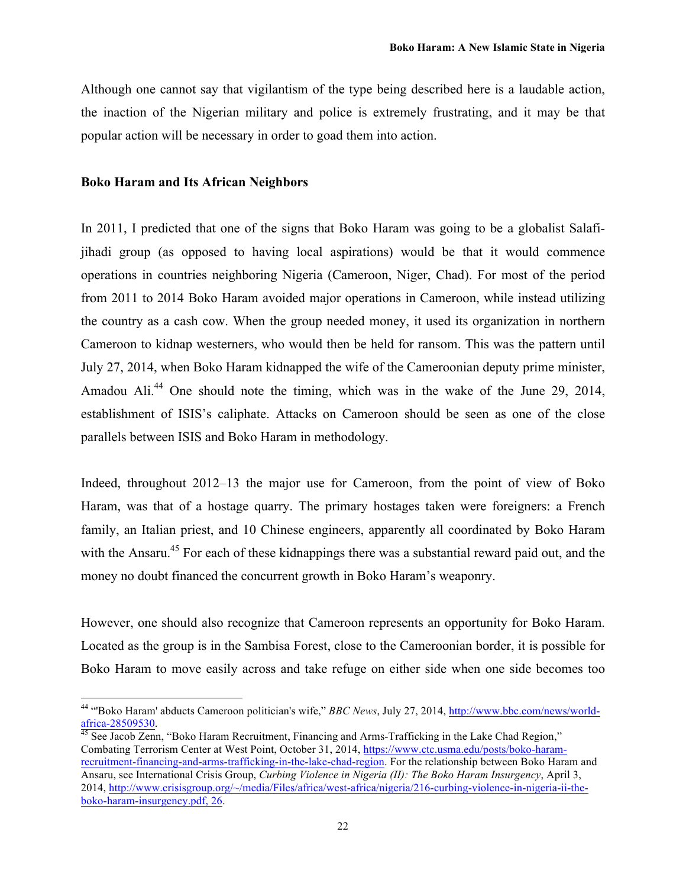Although one cannot say that vigilantism of the type being described here is a laudable action, the inaction of the Nigerian military and police is extremely frustrating, and it may be that popular action will be necessary in order to goad them into action.

## Boko Haram and Its African Neighbors

In 2011, I predicted that one of the signs that Boko Haram was going to be a globalist Salafi-jihadi group (as opposed to having local aspirations) would be that it would commence operations in countries neighboring Nigeria (Cameroon, Niger, Chad). For most of the period from 2011 to 2014 Boko Haram avoided major operations in Cameroon, while instead utilizing the country as a cash cow. When the group needed money, it used its organization in northern Cameroon to kidnap westerners, who would then be held for ransom. This was the pattern until July 27, 2014, when Boko Haram kidnapped the wife of the Cameroonian deputy prime minister, Amadou Ali.[44] One should note the timing, which was in the wake of the June 29, 2014, establishment of ISIS's caliphate. Attacks on Cameroon should be seen as one of the close parallels between ISIS and Boko Haram in methodology.

Indeed, throughout 2012–13 the major use for Cameroon, from the point of view of Boko Haram, was that of a hostage quarry. The primary hostages taken were foreigners: a French family, an Italian priest, and 10 Chinese engineers, apparently all coordinated by Boko Haram with the Ansaru.[45] For each of these kidnappings there was a substantial reward paid out, and the money no doubt financed the concurrent growth in Boko Haram's weaponry.

However, one should also recognize that Cameroon represents an opportunity for Boko Haram. Located as the group is in the Sambisa Forest, close to the Cameroonian border, it is possible for Boko Haram to move easily across and take refuge on either side when one side becomes too

---

[44] "'Boko Haram' abducts Cameroon politician's wife," *BBC News*, July 27, 2014, http://www.bbc.com/news/world-africa-28509530.

[45] See Jacob Zenn, "Boko Haram Recruitment, Financing and Arms-Trafficking in the Lake Chad Region," Combating Terrorism Center at West Point, October 31, 2014, https://www.ctc.usma.edu/posts/boko-haram-recruitment-financing-and-arms-trafficking-in-the-lake-chad-region. For the relationship between Boko Haram and Ansaru, see International Crisis Group, *Curbing Violence in Nigeria (II): The Boko Haram Insurgency*, April 3, 2014, http://www.crisisgroup.org/~/media/Files/africa/west-africa/nigeria/216-curbing-violence-in-nigeria-ii-the-boko-haram-insurgency.pdf, 26.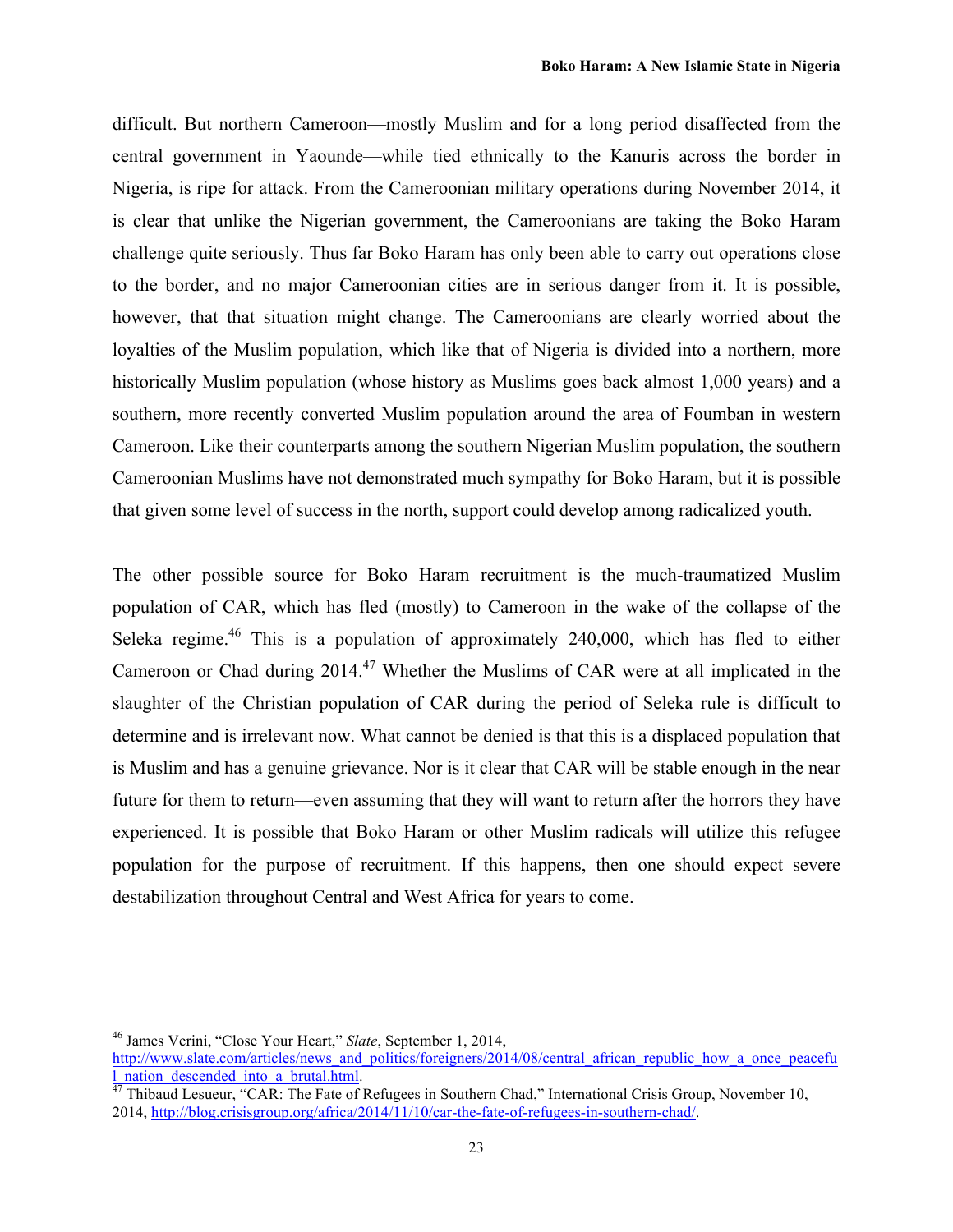difficult. But northern Cameroon—mostly Muslim and for a long period disaffected from the central government in Yaounde—while tied ethnically to the Kanuris across the border in Nigeria, is ripe for attack. From the Cameroonian military operations during November 2014, it is clear that unlike the Nigerian government, the Cameroonians are taking the Boko Haram challenge quite seriously. Thus far Boko Haram has only been able to carry out operations close to the border, and no major Cameroonian cities are in serious danger from it. It is possible, however, that that situation might change. The Cameroonians are clearly worried about the loyalties of the Muslim population, which like that of Nigeria is divided into a northern, more historically Muslim population (whose history as Muslims goes back almost 1,000 years) and a southern, more recently converted Muslim population around the area of Foumban in western Cameroon. Like their counterparts among the southern Nigerian Muslim population, the southern Cameroonian Muslims have not demonstrated much sympathy for Boko Haram, but it is possible that given some level of success in the north, support could develop among radicalized youth.

The other possible source for Boko Haram recruitment is the much-traumatized Muslim population of CAR, which has fled (mostly) to Cameroon in the wake of the collapse of the Seleka regime.[46] This is a population of approximately 240,000, which has fled to either Cameroon or Chad during 2014.[47] Whether the Muslims of CAR were at all implicated in the slaughter of the Christian population of CAR during the period of Seleka rule is difficult to determine and is irrelevant now. What cannot be denied is that this is a displaced population that is Muslim and has a genuine grievance. Nor is it clear that CAR will be stable enough in the near future for them to return—even assuming that they will want to return after the horrors they have experienced. It is possible that Boko Haram or other Muslim radicals will utilize this refugee population for the purpose of recruitment. If this happens, then one should expect severe destabilization throughout Central and West Africa for years to come.

---

[46] James Verini, "Close Your Heart," *Slate*, September 1, 2014, http://www.slate.com/articles/news_and_politics/foreigners/2014/08/central_african_republic_how_a_once_peaceful_nation_descended_into_a_brutal.html.

[47] Thibaud Lesueur, "CAR: The Fate of Refugees in Southern Chad," International Crisis Group, November 10, 2014, http://blog.crisisgroup.org/africa/2014/11/10/car-the-fate-of-refugees-in-southern-chad/.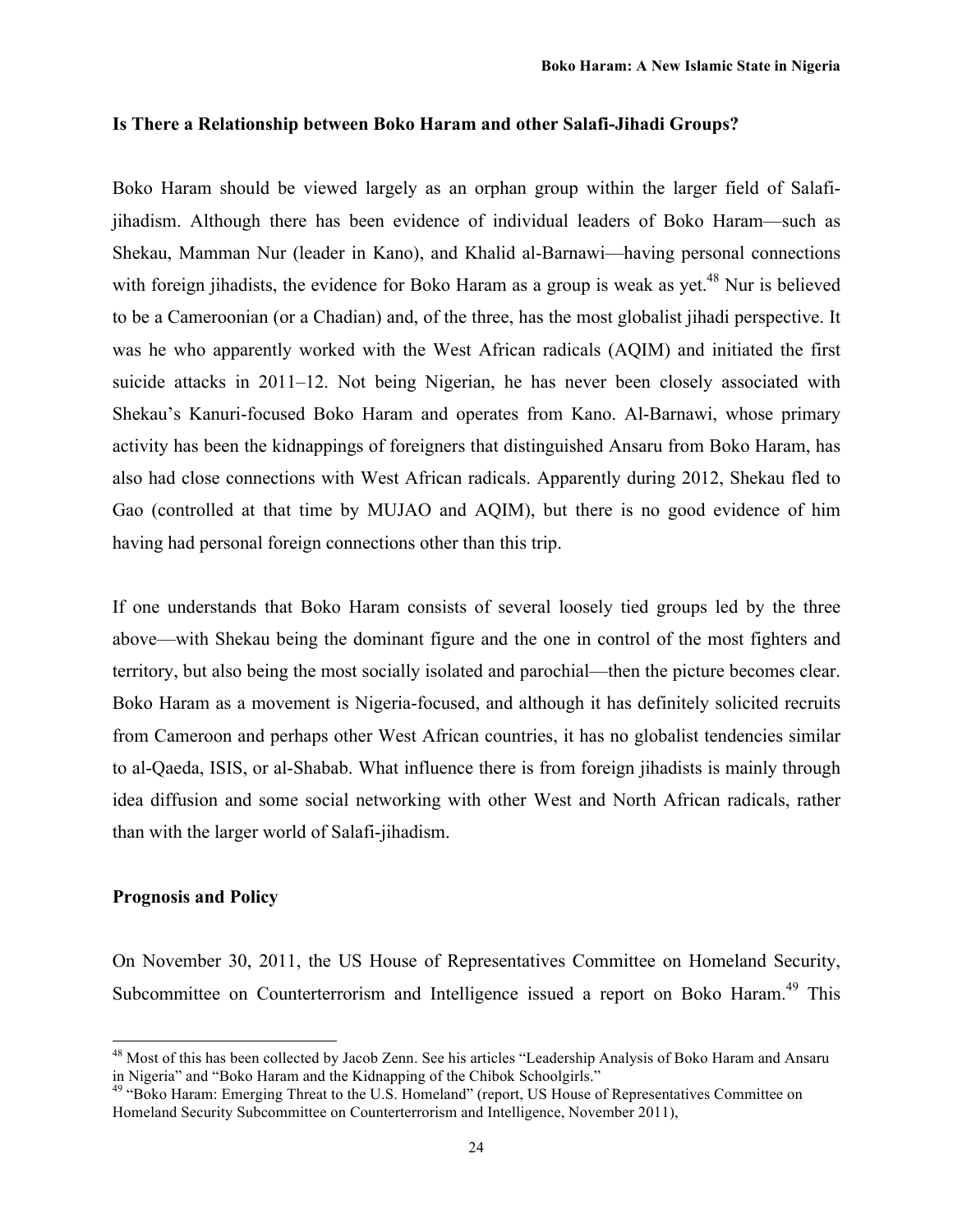### Is There a Relationship between Boko Haram and other Salafi-Jihadi Groups?

Boko Haram should be viewed largely as an orphan group within the larger field of Salafi-jihadism. Although there has been evidence of individual leaders of Boko Haram—such as Shekau, Mamman Nur (leader in Kano), and Khalid al-Barnawi—having personal connections with foreign jihadists, the evidence for Boko Haram as a group is weak as yet.[48] Nur is believed to be a Cameroonian (or a Chadian) and, of the three, has the most globalist jihadi perspective. It was he who apparently worked with the West African radicals (AQIM) and initiated the first suicide attacks in 2011–12. Not being Nigerian, he has never been closely associated with Shekau's Kanuri-focused Boko Haram and operates from Kano. Al-Barnawi, whose primary activity has been the kidnappings of foreigners that distinguished Ansaru from Boko Haram, has also had close connections with West African radicals. Apparently during 2012, Shekau fled to Gao (controlled at that time by MUJAO and AQIM), but there is no good evidence of him having had personal foreign connections other than this trip.

If one understands that Boko Haram consists of several loosely tied groups led by the three above—with Shekau being the dominant figure and the one in control of the most fighters and territory, but also being the most socially isolated and parochial—then the picture becomes clear. Boko Haram as a movement is Nigeria-focused, and although it has definitely solicited recruits from Cameroon and perhaps other West African countries, it has no globalist tendencies similar to al-Qaeda, ISIS, or al-Shabab. What influence there is from foreign jihadists is mainly through idea diffusion and some social networking with other West and North African radicals, rather than with the larger world of Salafi-jihadism.

### Prognosis and Policy

On November 30, 2011, the US House of Representatives Committee on Homeland Security, Subcommittee on Counterterrorism and Intelligence issued a report on Boko Haram.[49] This

---

[48] Most of this has been collected by Jacob Zenn. See his articles "Leadership Analysis of Boko Haram and Ansaru in Nigeria" and "Boko Haram and the Kidnapping of the Chibok Schoolgirls."

[49] "Boko Haram: Emerging Threat to the U.S. Homeland" (report, US House of Representatives Committee on Homeland Security Subcommittee on Counterterrorism and Intelligence, November 2011),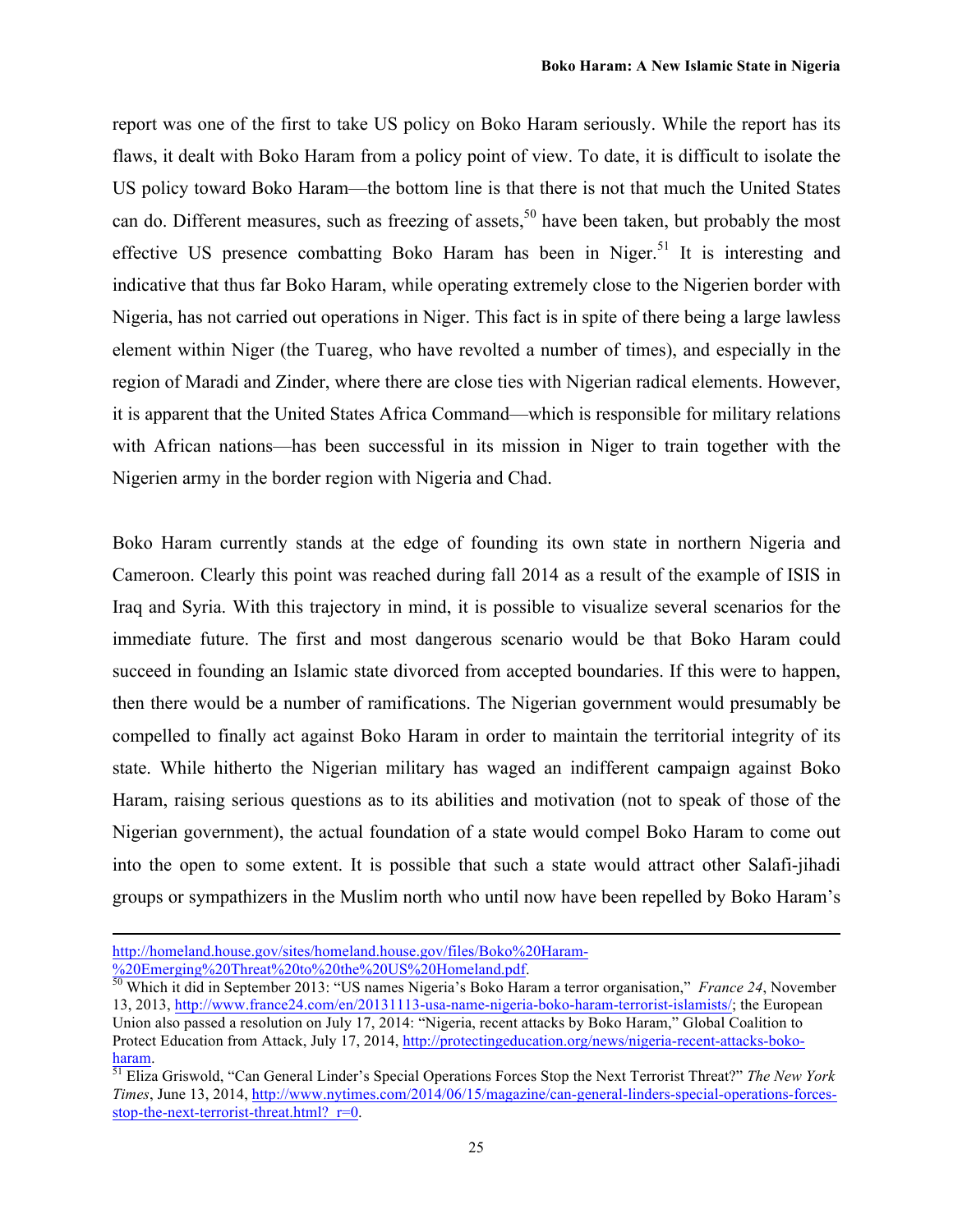report was one of the first to take US policy on Boko Haram seriously. While the report has its flaws, it dealt with Boko Haram from a policy point of view. To date, it is difficult to isolate the US policy toward Boko Haram—the bottom line is that there is not that much the United States can do. Different measures, such as freezing of assets,[50] have been taken, but probably the most effective US presence combatting Boko Haram has been in Niger.[51] It is interesting and indicative that thus far Boko Haram, while operating extremely close to the Nigerien border with Nigeria, has not carried out operations in Niger. This fact is in spite of there being a large lawless element within Niger (the Tuareg, who have revolted a number of times), and especially in the region of Maradi and Zinder, where there are close ties with Nigerian radical elements. However, it is apparent that the United States Africa Command—which is responsible for military relations with African nations—has been successful in its mission in Niger to train together with the Nigerien army in the border region with Nigeria and Chad.

Boko Haram currently stands at the edge of founding its own state in northern Nigeria and Cameroon. Clearly this point was reached during fall 2014 as a result of the example of ISIS in Iraq and Syria. With this trajectory in mind, it is possible to visualize several scenarios for the immediate future. The first and most dangerous scenario would be that Boko Haram could succeed in founding an Islamic state divorced from accepted boundaries. If this were to happen, then there would be a number of ramifications. The Nigerian government would presumably be compelled to finally act against Boko Haram in order to maintain the territorial integrity of its state. While hitherto the Nigerian military has waged an indifferent campaign against Boko Haram, raising serious questions as to its abilities and motivation (not to speak of those of the Nigerian government), the actual foundation of a state would compel Boko Haram to come out into the open to some extent. It is possible that such a state would attract other Salafi-jihadi groups or sympathizers in the Muslim north who until now have been repelled by Boko Haram's

---

http://homeland.house.gov/sites/homeland.house.gov/files/Boko%20Haram-%20Emerging%20Threat%20to%20the%20US%20Homeland.pdf.

[50] Which it did in September 2013: "US names Nigeria's Boko Haram a terror organisation," *France 24*, November 13, 2013, http://www.france24.com/en/20131113-usa-name-nigeria-boko-haram-terrorist-islamists/; the European Union also passed a resolution on July 17, 2014: "Nigeria, recent attacks by Boko Haram," Global Coalition to Protect Education from Attack, July 17, 2014, http://protectingeducation.org/news/nigeria-recent-attacks-boko-haram.

[51] Eliza Griswold, "Can General Linder's Special Operations Forces Stop the Next Terrorist Threat?" *The New York Times*, June 13, 2014, http://www.nytimes.com/2014/06/15/magazine/can-general-linders-special-operations-forces-stop-the-next-terrorist-threat.html?_r=0.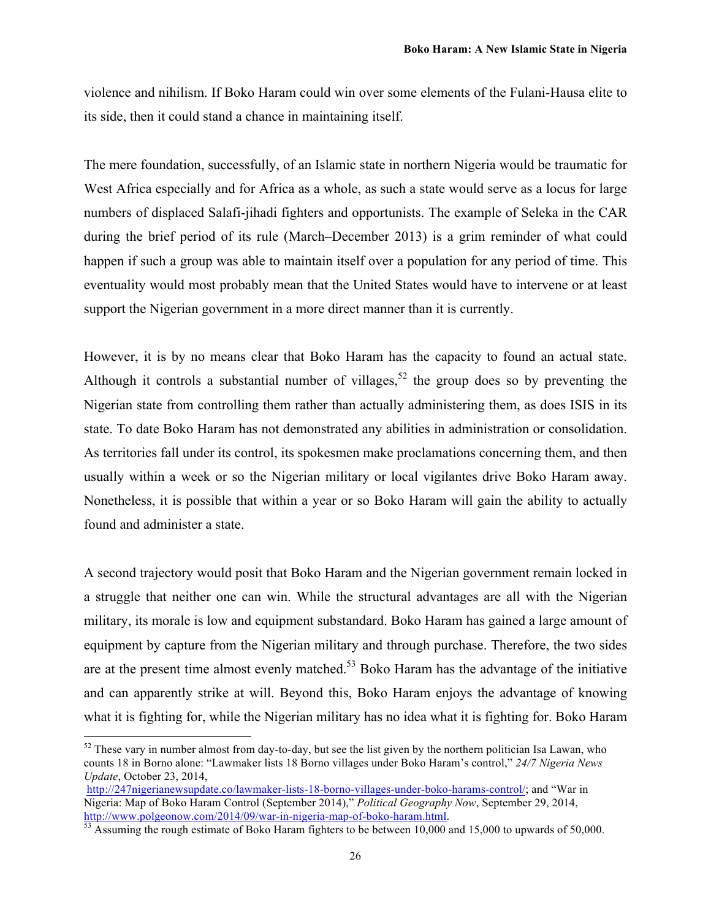violence and nihilism. If Boko Haram could win over some elements of the Fulani-Hausa elite to its side, then it could stand a chance in maintaining itself.

The mere foundation, successfully, of an Islamic state in northern Nigeria would be traumatic for West Africa especially and for Africa as a whole, as such a state would serve as a locus for large numbers of displaced Salafi-jihadi fighters and opportunists. The example of Seleka in the CAR during the brief period of its rule (March–December 2013) is a grim reminder of what could happen if such a group was able to maintain itself over a population for any period of time. This eventuality would most probably mean that the United States would have to intervene or at least support the Nigerian government in a more direct manner than it is currently.

However, it is by no means clear that Boko Haram has the capacity to found an actual state. Although it controls a substantial number of villages,[52] the group does so by preventing the Nigerian state from controlling them rather than actually administering them, as does ISIS in its state. To date Boko Haram has not demonstrated any abilities in administration or consolidation. As territories fall under its control, its spokesmen make proclamations concerning them, and then usually within a week or so the Nigerian military or local vigilantes drive Boko Haram away. Nonetheless, it is possible that within a year or so Boko Haram will gain the ability to actually found and administer a state.

A second trajectory would posit that Boko Haram and the Nigerian government remain locked in a struggle that neither one can win. While the structural advantages are all with the Nigerian military, its morale is low and equipment substandard. Boko Haram has gained a large amount of equipment by capture from the Nigerian military and through purchase. Therefore, the two sides are at the present time almost evenly matched.[53] Boko Haram has the advantage of the initiative and can apparently strike at will. Beyond this, Boko Haram enjoys the advantage of knowing what it is fighting for, while the Nigerian military has no idea what it is fighting for. Boko Haram

---

[52] These vary in number almost from day-to-day, but see the list given by the northern politician Isa Lawan, who counts 18 in Borno alone: "Lawmaker lists 18 Borno villages under Boko Haram's control," *24/7 Nigeria News Update*, October 23, 2014, http://247nigerianewsupdate.co/lawmaker-lists-18-borno-villages-under-boko-harams-control/; and "War in Nigeria: Map of Boko Haram Control (September 2014)," *Political Geography Now*, September 29, 2014, http://www.polgeonow.com/2014/09/war-in-nigeria-map-of-boko-haram.html.

[53] Assuming the rough estimate of Boko Haram fighters to be between 10,000 and 15,000 to upwards of 50,000.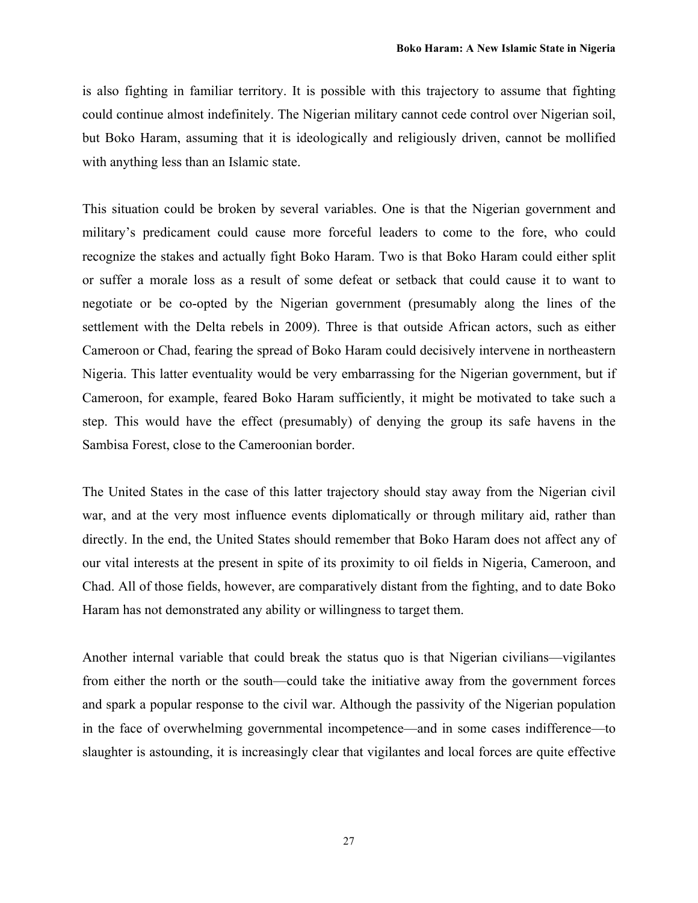is also fighting in familiar territory. It is possible with this trajectory to assume that fighting could continue almost indefinitely. The Nigerian military cannot cede control over Nigerian soil, but Boko Haram, assuming that it is ideologically and religiously driven, cannot be mollified with anything less than an Islamic state.

This situation could be broken by several variables. One is that the Nigerian government and military's predicament could cause more forceful leaders to come to the fore, who could recognize the stakes and actually fight Boko Haram. Two is that Boko Haram could either split or suffer a morale loss as a result of some defeat or setback that could cause it to want to negotiate or be co-opted by the Nigerian government (presumably along the lines of the settlement with the Delta rebels in 2009). Three is that outside African actors, such as either Cameroon or Chad, fearing the spread of Boko Haram could decisively intervene in northeastern Nigeria. This latter eventuality would be very embarrassing for the Nigerian government, but if Cameroon, for example, feared Boko Haram sufficiently, it might be motivated to take such a step. This would have the effect (presumably) of denying the group its safe havens in the Sambisa Forest, close to the Cameroonian border.

The United States in the case of this latter trajectory should stay away from the Nigerian civil war, and at the very most influence events diplomatically or through military aid, rather than directly. In the end, the United States should remember that Boko Haram does not affect any of our vital interests at the present in spite of its proximity to oil fields in Nigeria, Cameroon, and Chad. All of those fields, however, are comparatively distant from the fighting, and to date Boko Haram has not demonstrated any ability or willingness to target them.

Another internal variable that could break the status quo is that Nigerian civilians—vigilantes from either the north or the south—could take the initiative away from the government forces and spark a popular response to the civil war. Although the passivity of the Nigerian population in the face of overwhelming governmental incompetence—and in some cases indifference—to slaughter is astounding, it is increasingly clear that vigilantes and local forces are quite effective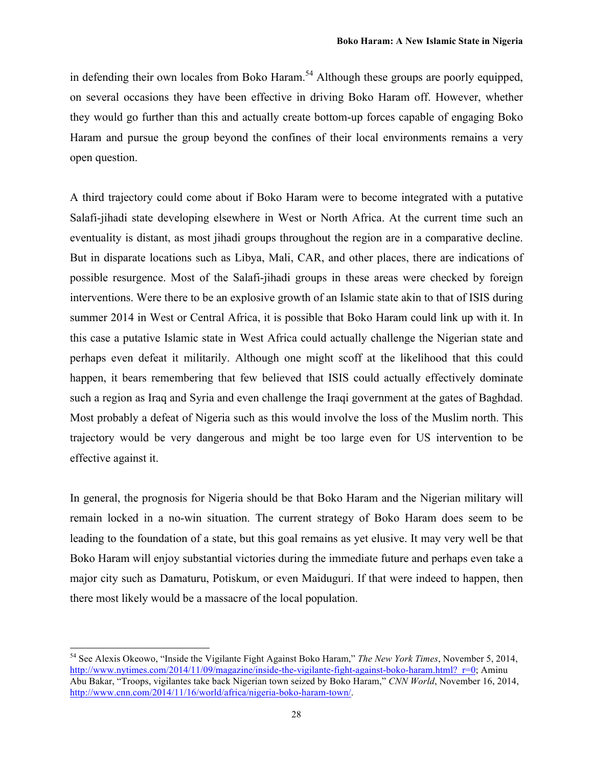in defending their own locales from Boko Haram.[54] Although these groups are poorly equipped, on several occasions they have been effective in driving Boko Haram off. However, whether they would go further than this and actually create bottom-up forces capable of engaging Boko Haram and pursue the group beyond the confines of their local environments remains a very open question.

A third trajectory could come about if Boko Haram were to become integrated with a putative Salafi-jihadi state developing elsewhere in West or North Africa. At the current time such an eventuality is distant, as most jihadi groups throughout the region are in a comparative decline. But in disparate locations such as Libya, Mali, CAR, and other places, there are indications of possible resurgence. Most of the Salafi-jihadi groups in these areas were checked by foreign interventions. Were there to be an explosive growth of an Islamic state akin to that of ISIS during summer 2014 in West or Central Africa, it is possible that Boko Haram could link up with it. In this case a putative Islamic state in West Africa could actually challenge the Nigerian state and perhaps even defeat it militarily. Although one might scoff at the likelihood that this could happen, it bears remembering that few believed that ISIS could actually effectively dominate such a region as Iraq and Syria and even challenge the Iraqi government at the gates of Baghdad. Most probably a defeat of Nigeria such as this would involve the loss of the Muslim north. This trajectory would be very dangerous and might be too large even for US intervention to be effective against it.

In general, the prognosis for Nigeria should be that Boko Haram and the Nigerian military will remain locked in a no-win situation. The current strategy of Boko Haram does seem to be leading to the foundation of a state, but this goal remains as yet elusive. It may very well be that Boko Haram will enjoy substantial victories during the immediate future and perhaps even take a major city such as Damaturu, Potiskum, or even Maiduguri. If that were indeed to happen, then there most likely would be a massacre of the local population.

---

[54] See Alexis Okeowo, "Inside the Vigilante Fight Against Boko Haram," *The New York Times*, November 5, 2014, http://www.nytimes.com/2014/11/09/magazine/inside-the-vigilante-fight-against-boko-haram.html?_r=0; Aminu Abu Bakar, "Troops, vigilantes take back Nigerian town seized by Boko Haram," *CNN World*, November 16, 2014, http://www.cnn.com/2014/11/16/world/africa/nigeria-boko-haram-town/.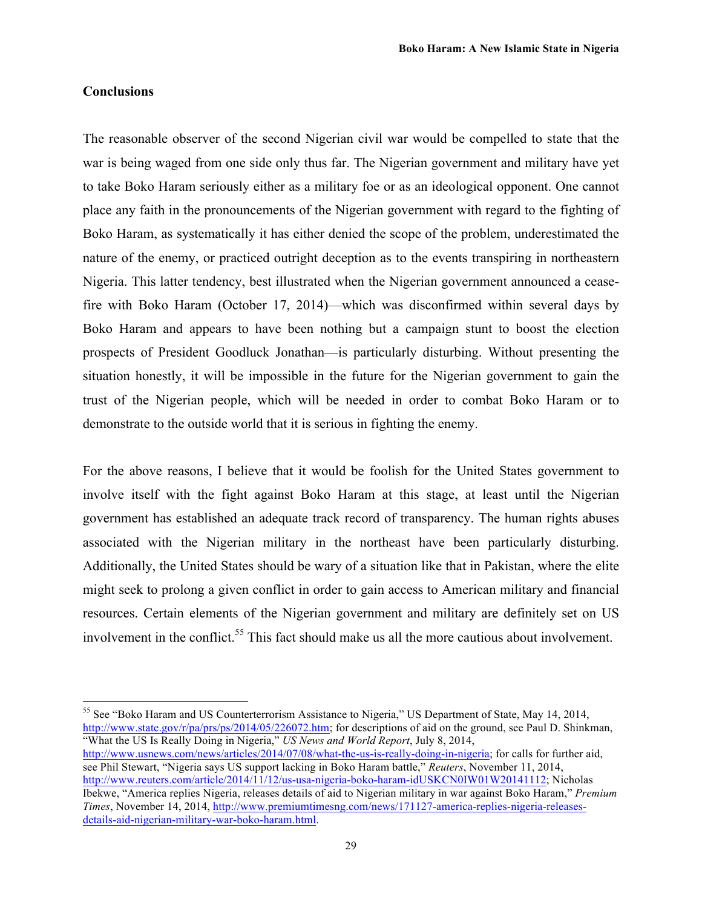## Conclusions

The reasonable observer of the second Nigerian civil war would be compelled to state that the war is being waged from one side only thus far. The Nigerian government and military have yet to take Boko Haram seriously either as a military foe or as an ideological opponent. One cannot place any faith in the pronouncements of the Nigerian government with regard to the fighting of Boko Haram, as systematically it has either denied the scope of the problem, underestimated the nature of the enemy, or practiced outright deception as to the events transpiring in northeastern Nigeria. This latter tendency, best illustrated when the Nigerian government announced a cease-fire with Boko Haram (October 17, 2014)—which was disconfirmed within several days by Boko Haram and appears to have been nothing but a campaign stunt to boost the election prospects of President Goodluck Jonathan—is particularly disturbing. Without presenting the situation honestly, it will be impossible in the future for the Nigerian government to gain the trust of the Nigerian people, which will be needed in order to combat Boko Haram or to demonstrate to the outside world that it is serious in fighting the enemy.

For the above reasons, I believe that it would be foolish for the United States government to involve itself with the fight against Boko Haram at this stage, at least until the Nigerian government has established an adequate track record of transparency. The human rights abuses associated with the Nigerian military in the northeast have been particularly disturbing. Additionally, the United States should be wary of a situation like that in Pakistan, where the elite might seek to prolong a given conflict in order to gain access to American military and financial resources. Certain elements of the Nigerian government and military are definitely set on US involvement in the conflict.[55] This fact should make us all the more cautious about involvement.

---

[55] See "Boko Haram and US Counterterrorism Assistance to Nigeria," US Department of State, May 14, 2014, http://www.state.gov/r/pa/prs/ps/2014/05/226072.htm; for descriptions of aid on the ground, see Paul D. Shinkman, "What the US Is Really Doing in Nigeria," *US News and World Report*, July 8, 2014, http://www.usnews.com/news/articles/2014/07/08/what-the-us-is-really-doing-in-nigeria; for calls for further aid, see Phil Stewart, "Nigeria says US support lacking in Boko Haram battle," *Reuters*, November 11, 2014, http://www.reuters.com/article/2014/11/12/us-usa-nigeria-boko-haram-idUSKCN0IW01W20141112; Nicholas Ibekwe, "America replies Nigeria, releases details of aid to Nigerian military in war against Boko Haram," *Premium Times*, November 14, 2014, http://www.premiumtimesng.com/news/171127-america-replies-nigeria-releases-details-aid-nigerian-military-war-boko-haram.html.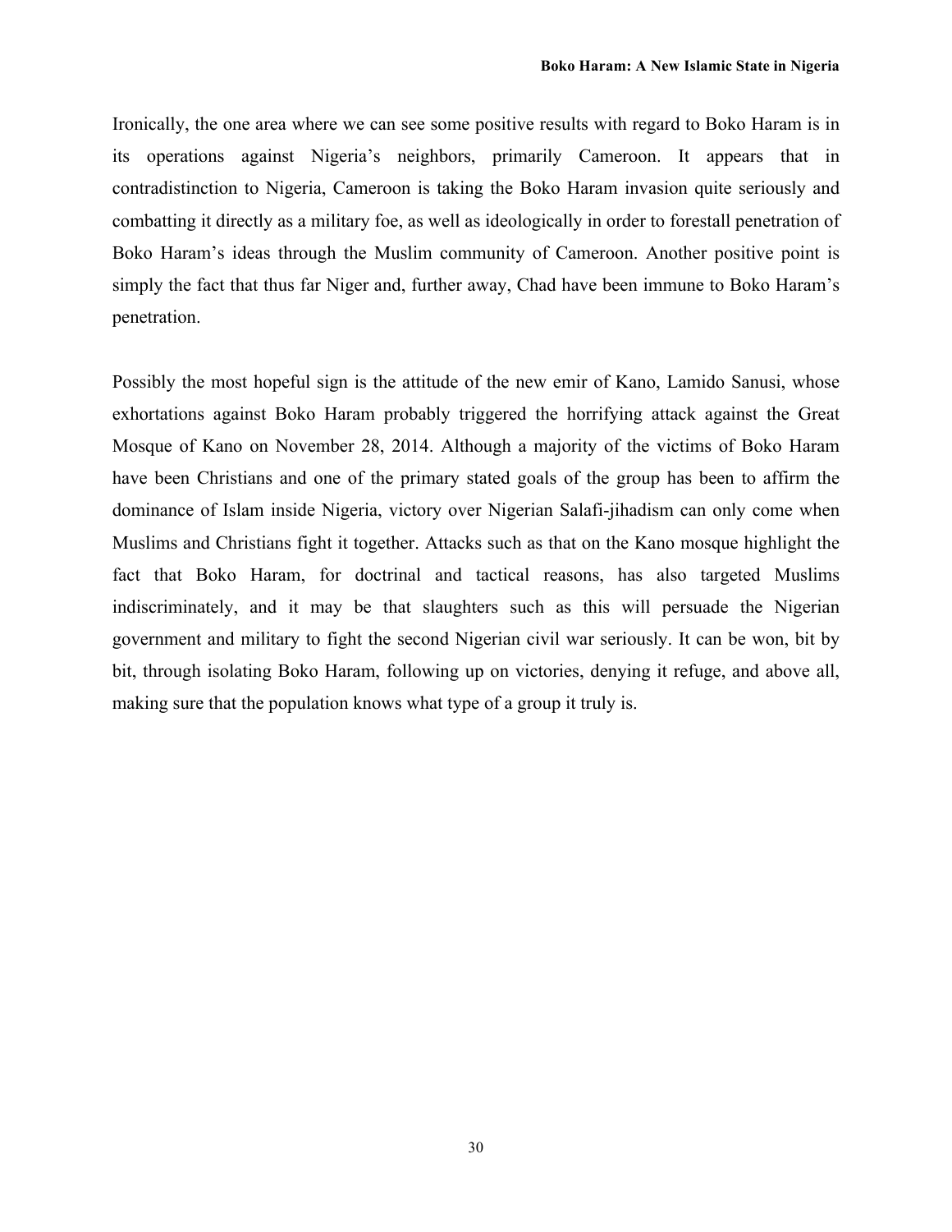Ironically, the one area where we can see some positive results with regard to Boko Haram is in its operations against Nigeria's neighbors, primarily Cameroon. It appears that in contradistinction to Nigeria, Cameroon is taking the Boko Haram invasion quite seriously and combatting it directly as a military foe, as well as ideologically in order to forestall penetration of Boko Haram's ideas through the Muslim community of Cameroon. Another positive point is simply the fact that thus far Niger and, further away, Chad have been immune to Boko Haram's penetration.

Possibly the most hopeful sign is the attitude of the new emir of Kano, Lamido Sanusi, whose exhortations against Boko Haram probably triggered the horrifying attack against the Great Mosque of Kano on November 28, 2014. Although a majority of the victims of Boko Haram have been Christians and one of the primary stated goals of the group has been to affirm the dominance of Islam inside Nigeria, victory over Nigerian Salafi-jihadism can only come when Muslims and Christians fight it together. Attacks such as that on the Kano mosque highlight the fact that Boko Haram, for doctrinal and tactical reasons, has also targeted Muslims indiscriminately, and it may be that slaughters such as this will persuade the Nigerian government and military to fight the second Nigerian civil war seriously. It can be won, bit by bit, through isolating Boko Haram, following up on victories, denying it refuge, and above all, making sure that the population knows what type of a group it truly is.